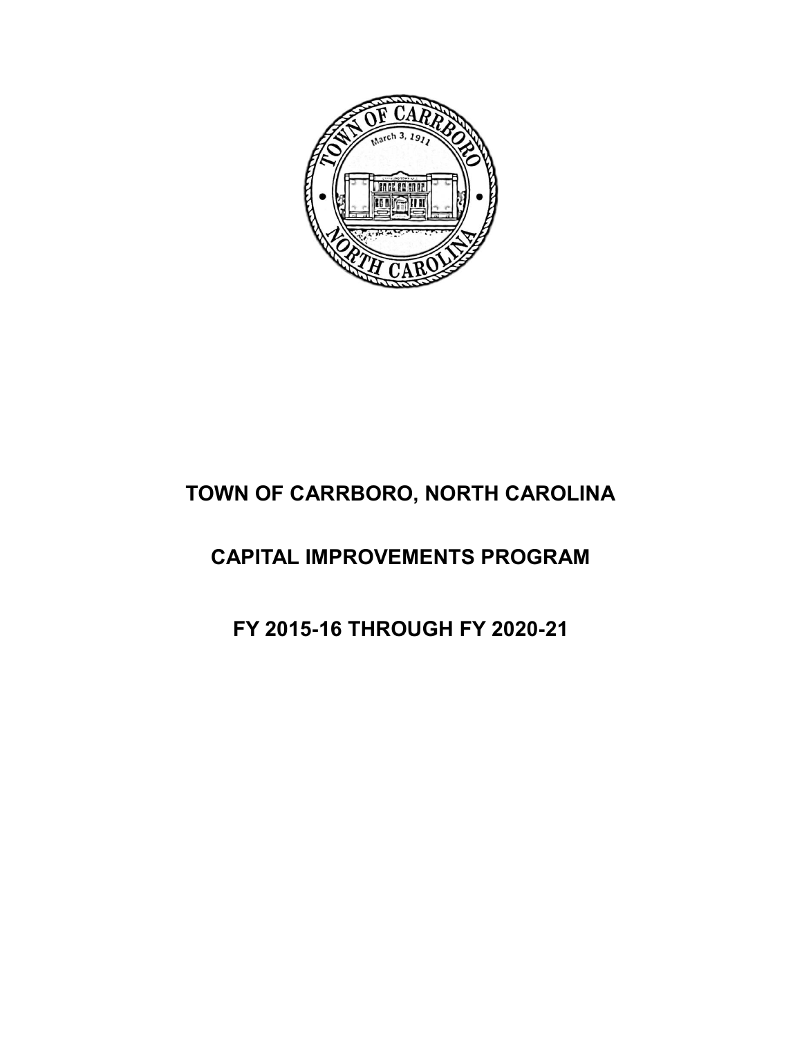# TOWN OF CARRBORO, NORTH CAROLINA

# CAPITAL IMPROVEMENTS PROGRAM

# FY 2015-16 THROUGH FY 2020-21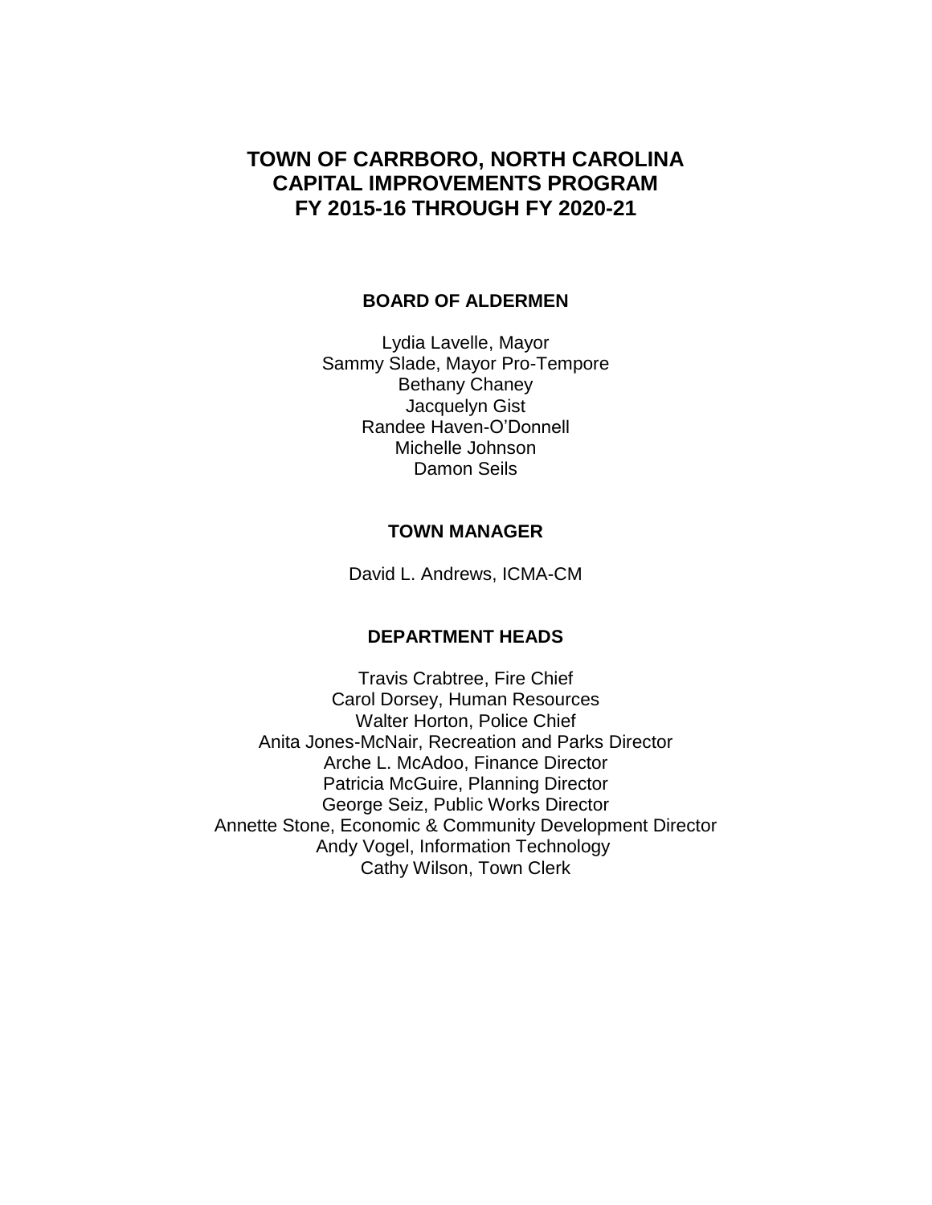# TOWN OF CARRBORO, NORTH CAROLINA
# CAPITAL IMPROVEMENTS PROGRAM
# FY 2015-16 THROUGH FY 2020-21

## BOARD OF ALDERMEN

Lydia Lavelle, Mayor
Sammy Slade, Mayor Pro-Tempore
Bethany Chaney
Jacquelyn Gist
Randee Haven-O'Donnell
Michelle Johnson
Damon Seils

## TOWN MANAGER

David L. Andrews, ICMA-CM

## DEPARTMENT HEADS

Travis Crabtree, Fire Chief
Carol Dorsey, Human Resources
Walter Horton, Police Chief
Anita Jones-McNair, Recreation and Parks Director
Arche L. McAdoo, Finance Director
Patricia McGuire, Planning Director
George Seiz, Public Works Director
Annette Stone, Economic & Community Development Director
Andy Vogel, Information Technology
Cathy Wilson, Town Clerk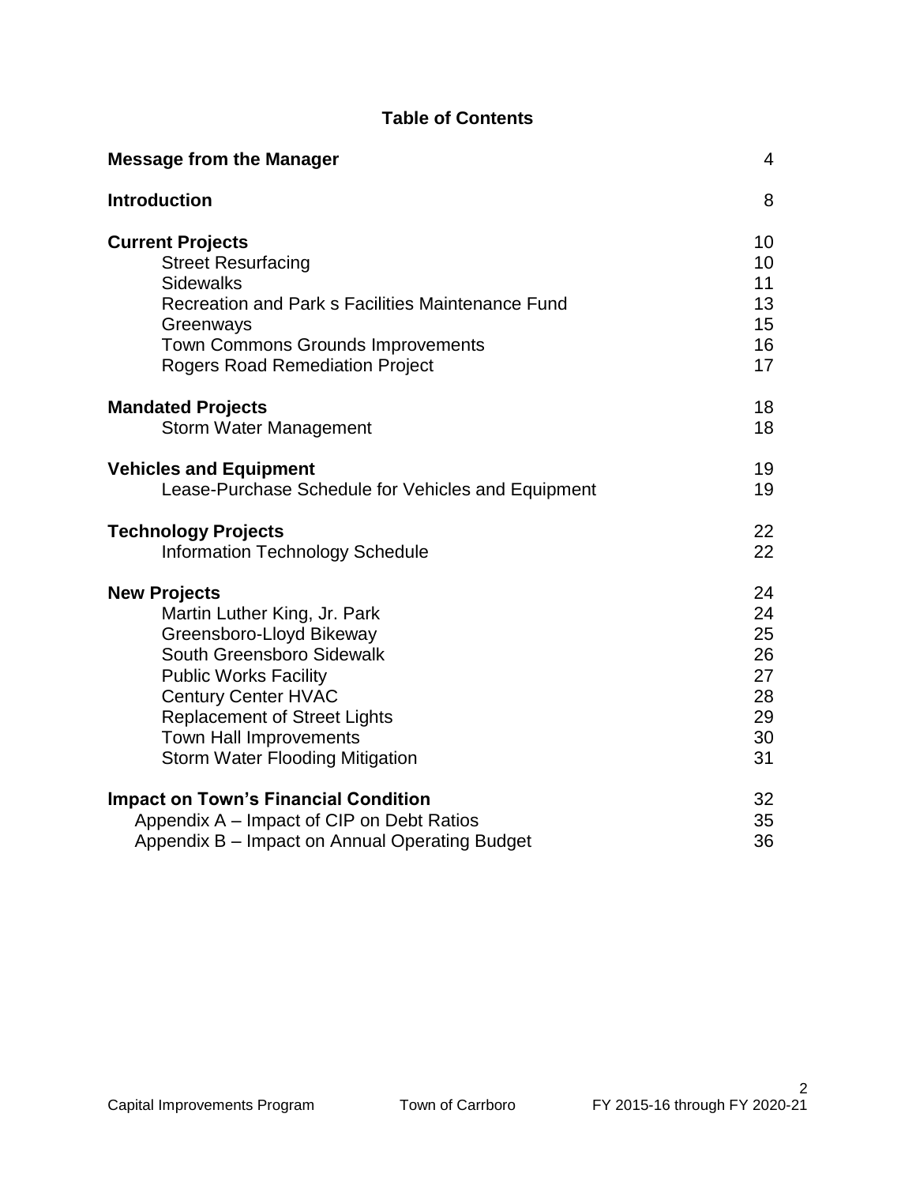## Table of Contents

| | |
|---|---|
| **Message from the Manager** | 4 |
| **Introduction** | 8 |
| **Current Projects** | 10 |
| Street Resurfacing | 10 |
| Sidewalks | 11 |
| Recreation and Park s Facilities Maintenance Fund | 13 |
| Greenways | 15 |
| Town Commons Grounds Improvements | 16 |
| Rogers Road Remediation Project | 17 |
| **Mandated Projects** | 18 |
| Storm Water Management | 18 |
| **Vehicles and Equipment** | 19 |
| Lease-Purchase Schedule for Vehicles and Equipment | 19 |
| **Technology Projects** | 22 |
| Information Technology Schedule | 22 |
| **New Projects** | 24 |
| Martin Luther King, Jr. Park | 24 |
| Greensboro-Lloyd Bikeway | 25 |
| South Greensboro Sidewalk | 26 |
| Public Works Facility | 27 |
| Century Center HVAC | 28 |
| Replacement of Street Lights | 29 |
| Town Hall Improvements | 30 |
| Storm Water Flooding Mitigation | 31 |
| **Impact on Town's Financial Condition** | 32 |
| Appendix A – Impact of CIP on Debt Ratios | 35 |
| Appendix B – Impact on Annual Operating Budget | 36 |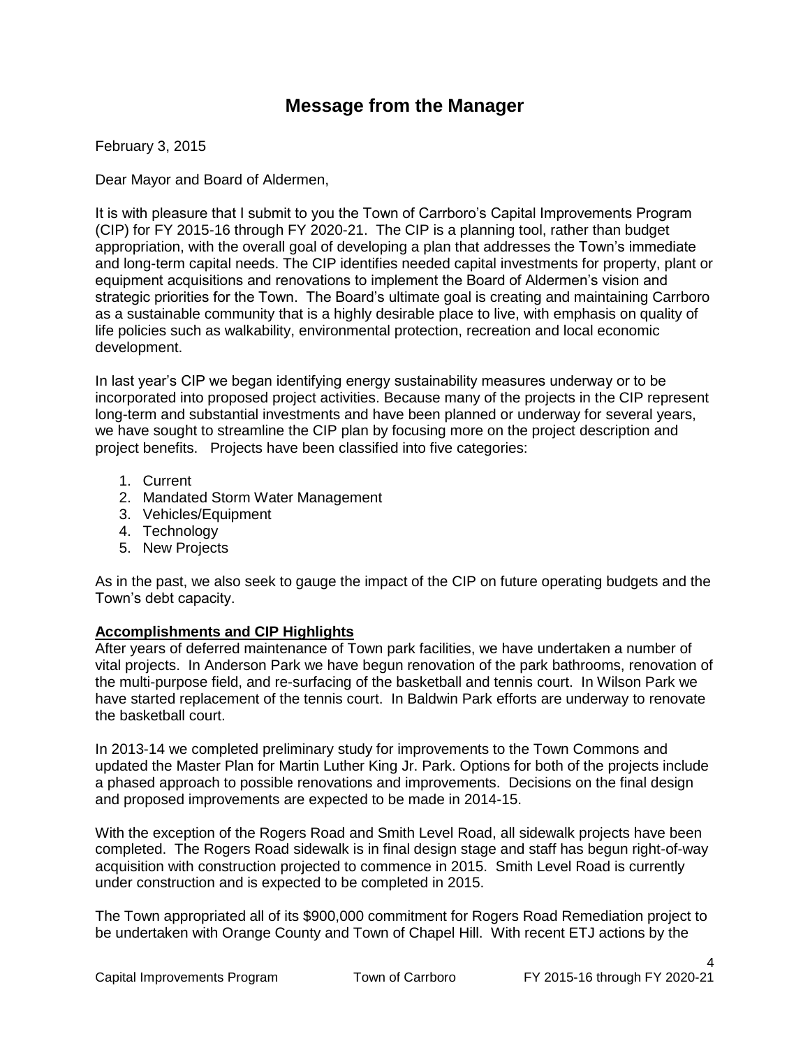# Message from the Manager

February 3, 2015

Dear Mayor and Board of Aldermen,

It is with pleasure that I submit to you the Town of Carrboro's Capital Improvements Program (CIP) for FY 2015-16 through FY 2020-21. The CIP is a planning tool, rather than budget appropriation, with the overall goal of developing a plan that addresses the Town's immediate and long-term capital needs. The CIP identifies needed capital investments for property, plant or equipment acquisitions and renovations to implement the Board of Aldermen's vision and strategic priorities for the Town. The Board's ultimate goal is creating and maintaining Carrboro as a sustainable community that is a highly desirable place to live, with emphasis on quality of life policies such as walkability, environmental protection, recreation and local economic development.

In last year's CIP we began identifying energy sustainability measures underway or to be incorporated into proposed project activities. Because many of the projects in the CIP represent long-term and substantial investments and have been planned or underway for several years, we have sought to streamline the CIP plan by focusing more on the project description and project benefits. Projects have been classified into five categories:

1. Current
2. Mandated Storm Water Management
3. Vehicles/Equipment
4. Technology
5. New Projects

As in the past, we also seek to gauge the impact of the CIP on future operating budgets and the Town's debt capacity.

**Accomplishments and CIP Highlights**

After years of deferred maintenance of Town park facilities, we have undertaken a number of vital projects. In Anderson Park we have begun renovation of the park bathrooms, renovation of the multi-purpose field, and re-surfacing of the basketball and tennis court. In Wilson Park we have started replacement of the tennis court. In Baldwin Park efforts are underway to renovate the basketball court.

In 2013-14 we completed preliminary study for improvements to the Town Commons and updated the Master Plan for Martin Luther King Jr. Park. Options for both of the projects include a phased approach to possible renovations and improvements. Decisions on the final design and proposed improvements are expected to be made in 2014-15.

With the exception of the Rogers Road and Smith Level Road, all sidewalk projects have been completed. The Rogers Road sidewalk is in final design stage and staff has begun right-of-way acquisition with construction projected to commence in 2015. Smith Level Road is currently under construction and is expected to be completed in 2015.

The Town appropriated all of its $900,000 commitment for Rogers Road Remediation project to be undertaken with Orange County and Town of Chapel Hill. With recent ETJ actions by the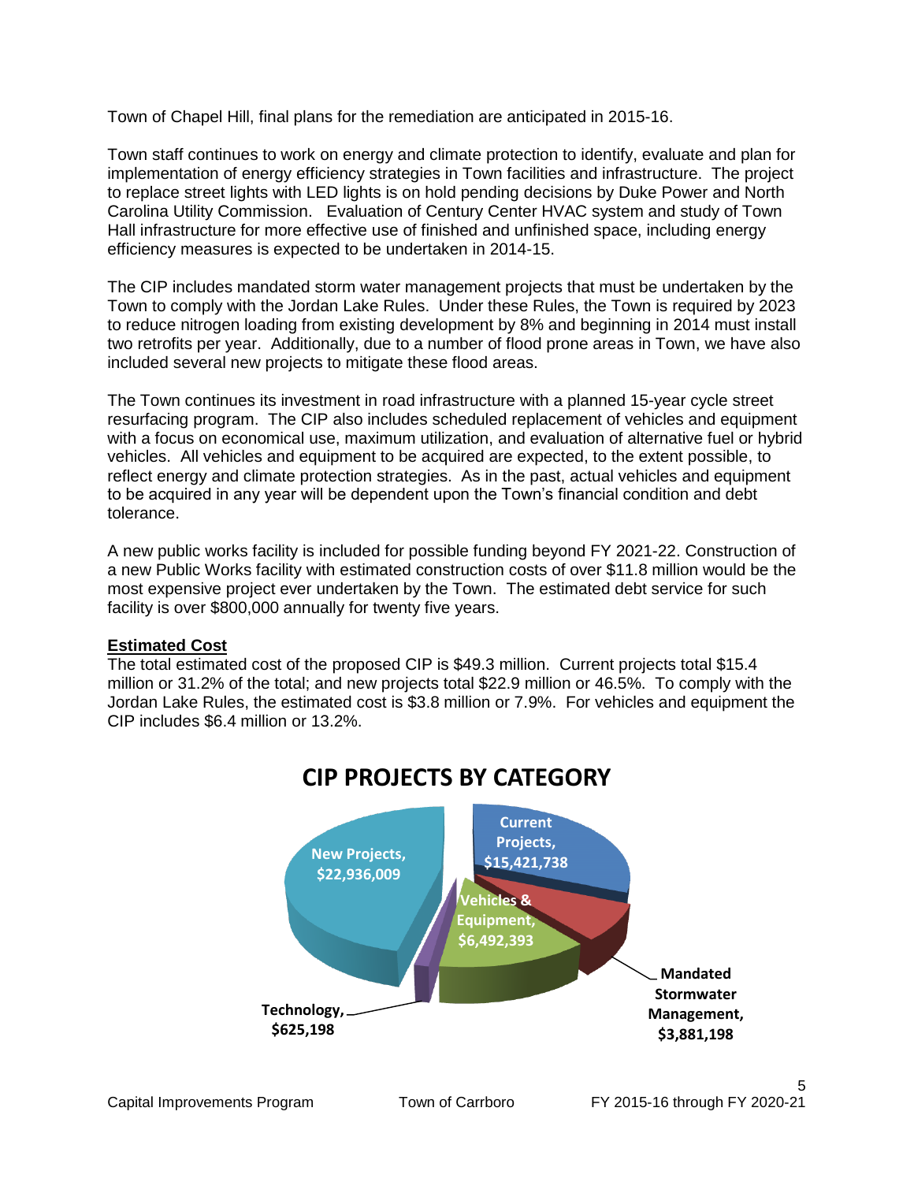Town of Chapel Hill, final plans for the remediation are anticipated in 2015-16.

Town staff continues to work on energy and climate protection to identify, evaluate and plan for implementation of energy efficiency strategies in Town facilities and infrastructure. The project to replace street lights with LED lights is on hold pending decisions by Duke Power and North Carolina Utility Commission. Evaluation of Century Center HVAC system and study of Town Hall infrastructure for more effective use of finished and unfinished space, including energy efficiency measures is expected to be undertaken in 2014-15.

The CIP includes mandated storm water management projects that must be undertaken by the Town to comply with the Jordan Lake Rules. Under these Rules, the Town is required by 2023 to reduce nitrogen loading from existing development by 8% and beginning in 2014 must install two retrofits per year. Additionally, due to a number of flood prone areas in Town, we have also included several new projects to mitigate these flood areas.

The Town continues its investment in road infrastructure with a planned 15-year cycle street resurfacing program. The CIP also includes scheduled replacement of vehicles and equipment with a focus on economical use, maximum utilization, and evaluation of alternative fuel or hybrid vehicles. All vehicles and equipment to be acquired are expected, to the extent possible, to reflect energy and climate protection strategies. As in the past, actual vehicles and equipment to be acquired in any year will be dependent upon the Town's financial condition and debt tolerance.

A new public works facility is included for possible funding beyond FY 2021-22. Construction of a new Public Works facility with estimated construction costs of over $11.8 million would be the most expensive project ever undertaken by the Town. The estimated debt service for such facility is over $800,000 annually for twenty five years.

**Estimated Cost**

The total estimated cost of the proposed CIP is $49.3 million. Current projects total $15.4 million or 31.2% of the total; and new projects total $22.9 million or 46.5%. To comply with the Jordan Lake Rules, the estimated cost is $3.8 million or 7.9%. For vehicles and equipment the CIP includes $6.4 million or 13.2%.

**CIP PROJECTS BY CATEGORY**

| Category | Amount |
| --- | --- |
| Current Projects | $15,421,738 |
| Mandated Stormwater Management | $3,881,198 |
| Vehicles & Equipment | $6,492,393 |
| Technology | $625,198 |
| New Projects | $22,936,009 |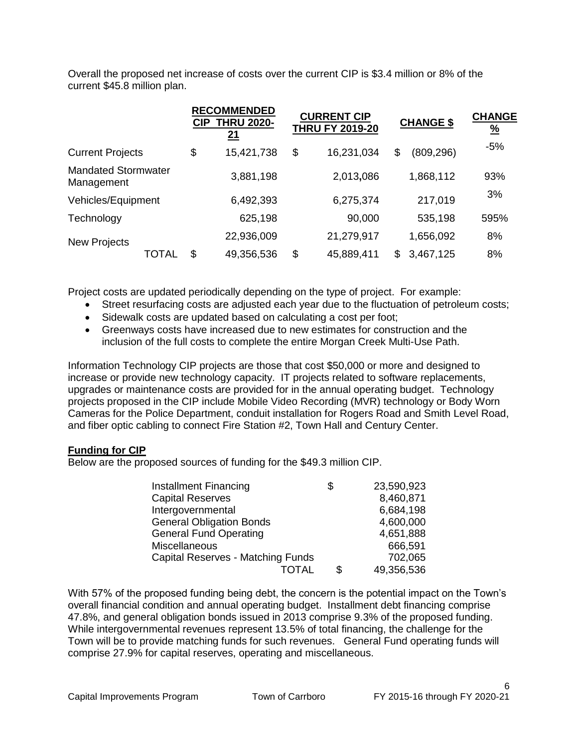Overall the proposed net increase of costs over the current CIP is $3.4 million or 8% of the current $45.8 million plan.

| | RECOMMENDED CIP THRU 2020-21 | CURRENT CIP THRU FY 2019-20 | CHANGE $ | CHANGE % |
|---|---|---|---|---|
| Current Projects | $ 15,421,738 | $ 16,231,034 | $ (809,296) | -5% |
| Mandated Stormwater Management | 3,881,198 | 2,013,086 | 1,868,112 | 93% |
| Vehicles/Equipment | 6,492,393 | 6,275,374 | 217,019 | 3% |
| Technology | 625,198 | 90,000 | 535,198 | 595% |
| New Projects | 22,936,009 | 21,279,917 | 1,656,092 | 8% |
| TOTAL | $ 49,356,536 | $ 45,889,411 | $ 3,467,125 | 8% |

Project costs are updated periodically depending on the type of project. For example:

- Street resurfacing costs are adjusted each year due to the fluctuation of petroleum costs;
- Sidewalk costs are updated based on calculating a cost per foot;
- Greenways costs have increased due to new estimates for construction and the inclusion of the full costs to complete the entire Morgan Creek Multi-Use Path.

Information Technology CIP projects are those that cost $50,000 or more and designed to increase or provide new technology capacity. IT projects related to software replacements, upgrades or maintenance costs are provided for in the annual operating budget. Technology projects proposed in the CIP include Mobile Video Recording (MVR) technology or Body Worn Cameras for the Police Department, conduit installation for Rogers Road and Smith Level Road, and fiber optic cabling to connect Fire Station #2, Town Hall and Century Center.

**Funding for CIP**

Below are the proposed sources of funding for the $49.3 million CIP.

| | |
|---|---|
| Installment Financing | $ 23,590,923 |
| Capital Reserves | 8,460,871 |
| Intergovernmental | 6,684,198 |
| General Obligation Bonds | 4,600,000 |
| General Fund Operating | 4,651,888 |
| Miscellaneous | 666,591 |
| Capital Reserves - Matching Funds | 702,065 |
| TOTAL | $ 49,356,536 |

With 57% of the proposed funding being debt, the concern is the potential impact on the Town's overall financial condition and annual operating budget. Installment debt financing comprise 47.8%, and general obligation bonds issued in 2013 comprise 9.3% of the proposed funding. While intergovernmental revenues represent 13.5% of total financing, the challenge for the Town will be to provide matching funds for such revenues. General Fund operating funds will comprise 27.9% for capital reserves, operating and miscellaneous.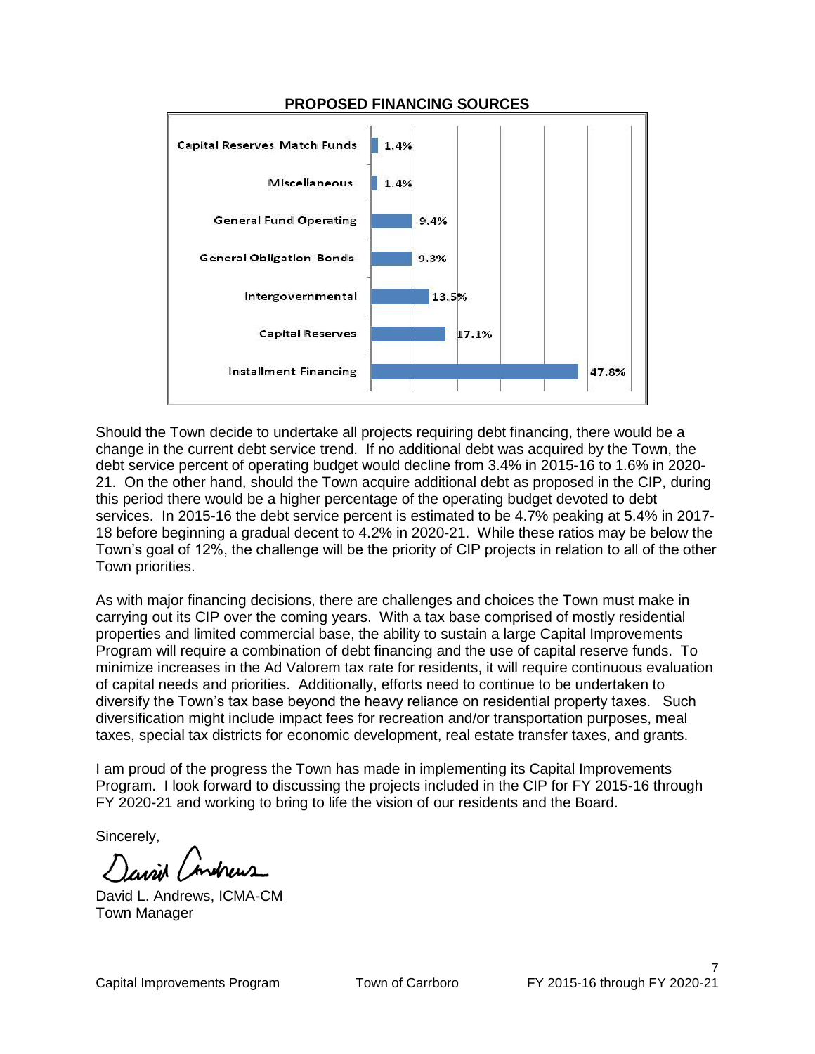**PROPOSED FINANCING SOURCES**

| Source | Percent |
|---|---|
| Capital Reserves Match Funds | 1.4% |
| Miscellaneous | 1.4% |
| General Fund Operating | 9.4% |
| General Obligation Bonds | 9.3% |
| Intergovernmental | 13.5% |
| Capital Reserves | 17.1% |
| Installment Financing | 47.8% |

Should the Town decide to undertake all projects requiring debt financing, there would be a change in the current debt service trend. If no additional debt was acquired by the Town, the debt service percent of operating budget would decline from 3.4% in 2015-16 to 1.6% in 2020-21. On the other hand, should the Town acquire additional debt as proposed in the CIP, during this period there would be a higher percentage of the operating budget devoted to debt services. In 2015-16 the debt service percent is estimated to be 4.7% peaking at 5.4% in 2017-18 before beginning a gradual decent to 4.2% in 2020-21. While these ratios may be below the Town's goal of 12%, the challenge will be the priority of CIP projects in relation to all of the other Town priorities.

As with major financing decisions, there are challenges and choices the Town must make in carrying out its CIP over the coming years. With a tax base comprised of mostly residential properties and limited commercial base, the ability to sustain a large Capital Improvements Program will require a combination of debt financing and the use of capital reserve funds. To minimize increases in the Ad Valorem tax rate for residents, it will require continuous evaluation of capital needs and priorities. Additionally, efforts need to continue to be undertaken to diversify the Town's tax base beyond the heavy reliance on residential property taxes. Such diversification might include impact fees for recreation and/or transportation purposes, meal taxes, special tax districts for economic development, real estate transfer taxes, and grants.

I am proud of the progress the Town has made in implementing its Capital Improvements Program. I look forward to discussing the projects included in the CIP for FY 2015-16 through FY 2020-21 and working to bring to life the vision of our residents and the Board.

Sincerely,

David L. Andrews, ICMA-CM
Town Manager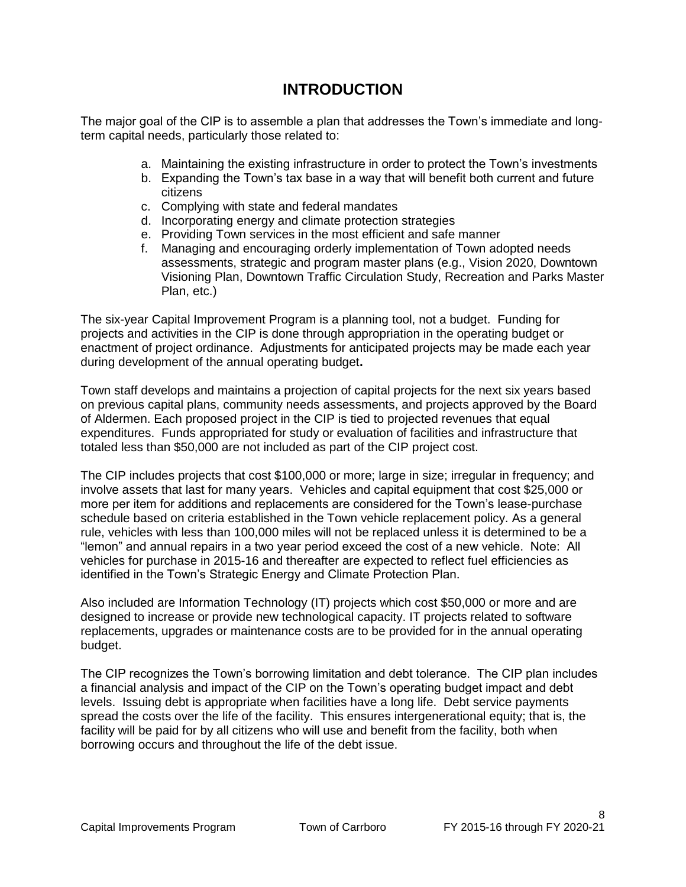# INTRODUCTION

The major goal of the CIP is to assemble a plan that addresses the Town's immediate and long-term capital needs, particularly those related to:

a. Maintaining the existing infrastructure in order to protect the Town's investments
b. Expanding the Town's tax base in a way that will benefit both current and future citizens
c. Complying with state and federal mandates
d. Incorporating energy and climate protection strategies
e. Providing Town services in the most efficient and safe manner
f. Managing and encouraging orderly implementation of Town adopted needs assessments, strategic and program master plans (e.g., Vision 2020, Downtown Visioning Plan, Downtown Traffic Circulation Study, Recreation and Parks Master Plan, etc.)

The six-year Capital Improvement Program is a planning tool, not a budget. Funding for projects and activities in the CIP is done through appropriation in the operating budget or enactment of project ordinance. Adjustments for anticipated projects may be made each year during development of the annual operating budget**.**

Town staff develops and maintains a projection of capital projects for the next six years based on previous capital plans, community needs assessments, and projects approved by the Board of Aldermen. Each proposed project in the CIP is tied to projected revenues that equal expenditures. Funds appropriated for study or evaluation of facilities and infrastructure that totaled less than $50,000 are not included as part of the CIP project cost.

The CIP includes projects that cost $100,000 or more; large in size; irregular in frequency; and involve assets that last for many years. Vehicles and capital equipment that cost $25,000 or more per item for additions and replacements are considered for the Town's lease-purchase schedule based on criteria established in the Town vehicle replacement policy. As a general rule, vehicles with less than 100,000 miles will not be replaced unless it is determined to be a "lemon" and annual repairs in a two year period exceed the cost of a new vehicle. Note: All vehicles for purchase in 2015-16 and thereafter are expected to reflect fuel efficiencies as identified in the Town's Strategic Energy and Climate Protection Plan.

Also included are Information Technology (IT) projects which cost $50,000 or more and are designed to increase or provide new technological capacity. IT projects related to software replacements, upgrades or maintenance costs are to be provided for in the annual operating budget.

The CIP recognizes the Town's borrowing limitation and debt tolerance. The CIP plan includes a financial analysis and impact of the CIP on the Town's operating budget impact and debt levels. Issuing debt is appropriate when facilities have a long life. Debt service payments spread the costs over the life of the facility. This ensures intergenerational equity; that is, the facility will be paid for by all citizens who will use and benefit from the facility, both when borrowing occurs and throughout the life of the debt issue.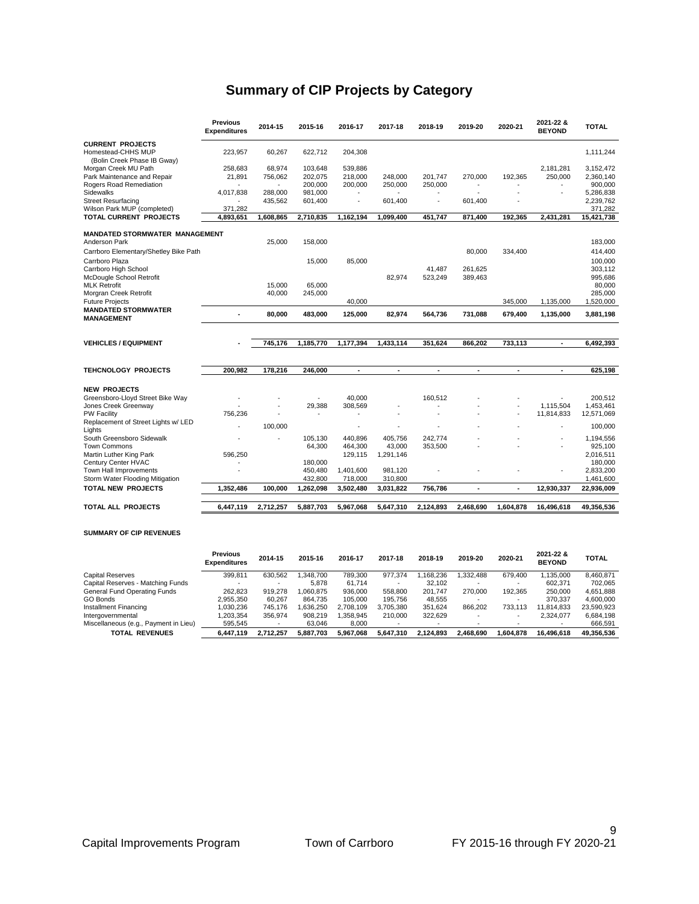# Summary of CIP Projects by Category

| | Previous Expenditures | 2014-15 | 2015-16 | 2016-17 | 2017-18 | 2018-19 | 2019-20 | 2020-21 | 2021-22 & BEYOND | TOTAL |
|---|---|---|---|---|---|---|---|---|---|---|
| **CURRENT PROJECTS** | | | | | | | | | | |
| Homestead-CHHS MUP (Bolin Creek Phase IB Gway) | 223,957 | 60,267 | 622,712 | 204,308 | | | | | | 1,111,244 |
| Morgan Creek MU Path | 258,683 | 68,974 | 103,648 | 539,886 | | | | | 2,181,281 | 3,152,472 |
| Park Maintenance and Repair | 21,891 | 756,062 | 202,075 | 218,000 | 248,000 | 201,747 | 270,000 | 192,365 | 250,000 | 2,360,140 |
| Rogers Road Remediation | - | - | 200,000 | 200,000 | 250,000 | 250,000 | - | - | - | 900,000 |
| Sidewalks | 4,017,838 | 288,000 | 981,000 | - | - | - | - | - | - | 5,286,838 |
| Street Resurfacing | - | 435,562 | 601,400 | - | 601,400 | - | 601,400 | - | | 2,239,762 |
| Wilson Park MUP (completed) | 371,282 | | | | | | | | | 371,282 |
| **TOTAL CURRENT PROJECTS** | **4,893,651** | **1,608,865** | **2,710,835** | **1,162,194** | **1,099,400** | **451,747** | **871,400** | **192,365** | **2,431,281** | **15,421,738** |
| **MANDATED STORMWATER MANAGEMENT** | | | | | | | | | | |
| Anderson Park | | 25,000 | 158,000 | | | | | | | 183,000 |
| Carrboro Elementary/Shetley Bike Path | | | | | | | 80,000 | 334,400 | | 414,400 |
| Carrboro Plaza | | | 15,000 | 85,000 | | | | | | 100,000 |
| Carrboro High School | | | | | | 41,487 | 261,625 | | | 303,112 |
| McDougle School Retrofit | | | | | 82,974 | 523,249 | 389,463 | | | 995,686 |
| MLK Retrofit | | 15,000 | 65,000 | | | | | | | 80,000 |
| Morgran Creek Retrofit | | 40,000 | 245,000 | | | | | | | 285,000 |
| Future Projects | | | | 40,000 | | | | 345,000 | 1,135,000 | 1,520,000 |
| **MANDATED STORMWATER MANAGEMENT** | **-** | **80,000** | **483,000** | **125,000** | **82,974** | **564,736** | **731,088** | **679,400** | **1,135,000** | **3,881,198** |
| **VEHICLES / EQUIPMENT** | **-** | **745,176** | **1,185,770** | **1,177,394** | **1,433,114** | **351,624** | **866,202** | **733,113** | **-** | **6,492,393** |
| **TEHCNOLOGY PROJECTS** | **200,982** | **178,216** | **246,000** | **-** | **-** | **-** | **-** | **-** | **-** | **625,198** |
| **NEW PROJECTS** | | | | | | | | | | |
| Greensboro-Lloyd Street Bike Way | - | - | - | 40,000 | | 160,512 | - | - | - | 200,512 |
| Jones Creek Greenway | - | - | 29,388 | 308,569 | - | - | - | - | 1,115,504 | 1,453,461 |
| PW Facility | 756,236 | - | - | - | - | - | - | - | 11,814,833 | 12,571,069 |
| Replacement of Street Lights w/ LED Lights | - | 100,000 | | - | - | - | - | - | - | 100,000 |
| South Greensboro Sidewalk | - | - | 105,130 | 440,896 | 405,756 | 242,774 | - | - | - | 1,194,556 |
| Town Commons | | | 64,300 | 464,300 | 43,000 | 353,500 | - | - | - | 925,100 |
| Martin Luther King Park | 596,250 | | | 129,115 | 1,291,146 | | | | | 2,016,511 |
| Century Center HVAC | - | | 180,000 | | | | | | | 180,000 |
| Town Hall Improvements | - | | 450,480 | 1,401,600 | 981,120 | - | - | - | - | 2,833,200 |
| Storm Water Flooding Mitigation | | | 432,800 | 718,000 | 310,800 | | | | | 1,461,600 |
| **TOTAL NEW PROJECTS** | **1,352,486** | **100,000** | **1,262,098** | **3,502,480** | **3,031,822** | **756,786** | **-** | **-** | **12,930,337** | **22,936,009** |
| **TOTAL ALL PROJECTS** | **6,447,119** | **2,712,257** | **5,887,703** | **5,967,068** | **5,647,310** | **2,124,893** | **2,468,690** | **1,604,878** | **16,496,618** | **49,356,536** |

**SUMMARY OF CIP REVENUES**

| | Previous Expenditures | 2014-15 | 2015-16 | 2016-17 | 2017-18 | 2018-19 | 2019-20 | 2020-21 | 2021-22 & BEYOND | TOTAL |
|---|---|---|---|---|---|---|---|---|---|---|
| Capital Reserves | 399,811 | 630,562 | 1,348,700 | 789,300 | 977,374 | 1,168,236 | 1,332,488 | 679,400 | 1,135,000 | 8,460,871 |
| Capital Reserves - Matching Funds | - | - | 5,878 | 61,714 | - | 32,102 | - | - | 602,371 | 702,065 |
| General Fund Operating Funds | 262,823 | 919,278 | 1,060,875 | 936,000 | 558,800 | 201,747 | 270,000 | 192,365 | 250,000 | 4,651,888 |
| GO Bonds | 2,955,350 | 60,267 | 864,735 | 105,000 | 195,756 | 48,555 | - | - | 370,337 | 4,600,000 |
| Installment Financing | 1,030,236 | 745,176 | 1,636,250 | 2,708,109 | 3,705,380 | 351,624 | 866,202 | 733,113 | 11,814,833 | 23,590,923 |
| Intergovernmental | 1,203,354 | 356,974 | 908,219 | 1,358,945 | 210,000 | 322,629 | - | - | 2,324,077 | 6,684,198 |
| Miscellaneous (e.g., Payment in Lieu) | 595,545 | - | 63,046 | 8,000 | - | - | - | - | - | 666,591 |
| **TOTAL REVENUES** | **6,447,119** | **2,712,257** | **5,887,703** | **5,967,068** | **5,647,310** | **2,124,893** | **2,468,690** | **1,604,878** | **16,496,618** | **49,356,536** |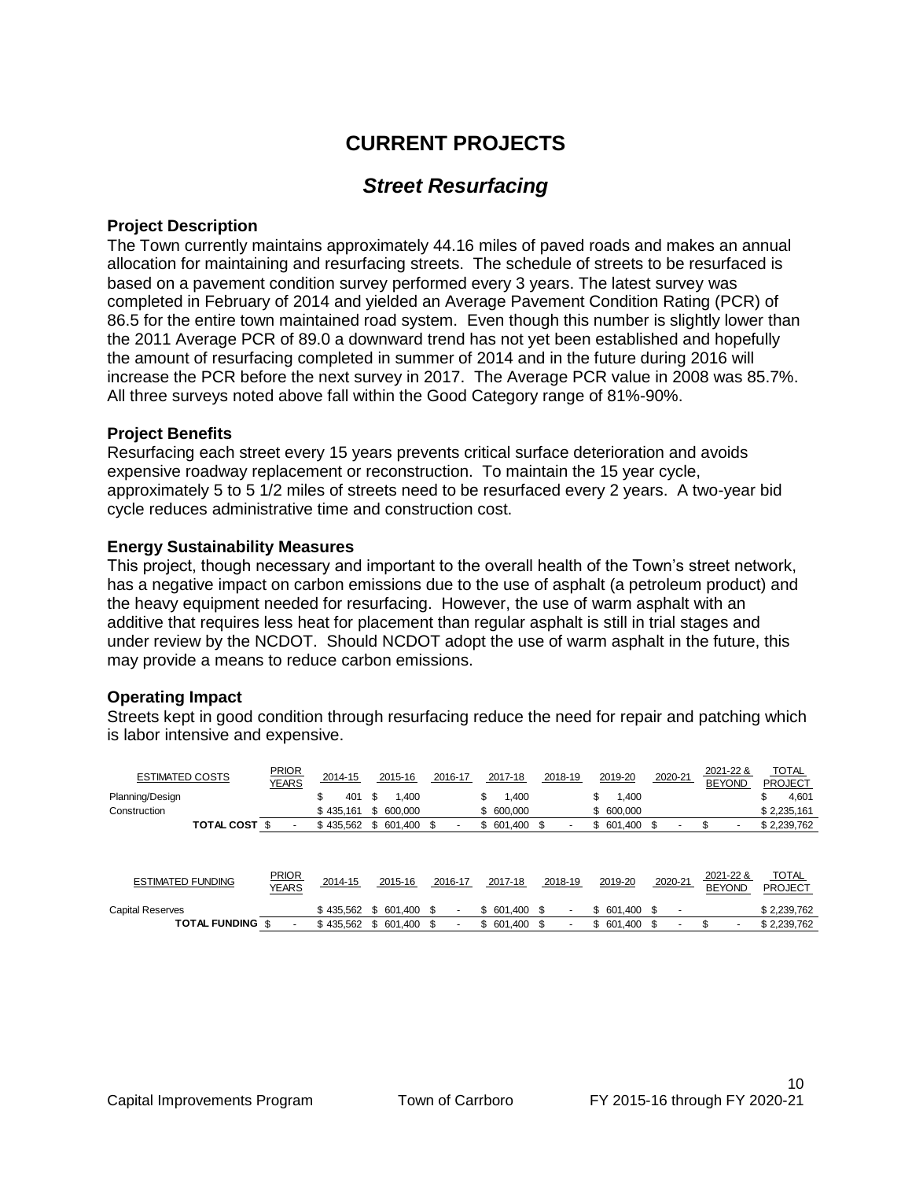# CURRENT PROJECTS

## *Street Resurfacing*

### Project Description

The Town currently maintains approximately 44.16 miles of paved roads and makes an annual allocation for maintaining and resurfacing streets. The schedule of streets to be resurfaced is based on a pavement condition survey performed every 3 years. The latest survey was completed in February of 2014 and yielded an Average Pavement Condition Rating (PCR) of 86.5 for the entire town maintained road system. Even though this number is slightly lower than the 2011 Average PCR of 89.0 a downward trend has not yet been established and hopefully the amount of resurfacing completed in summer of 2014 and in the future during 2016 will increase the PCR before the next survey in 2017. The Average PCR value in 2008 was 85.7%. All three surveys noted above fall within the Good Category range of 81%-90%.

### Project Benefits

Resurfacing each street every 15 years prevents critical surface deterioration and avoids expensive roadway replacement or reconstruction. To maintain the 15 year cycle, approximately 5 to 5 1/2 miles of streets need to be resurfaced every 2 years. A two-year bid cycle reduces administrative time and construction cost.

### Energy Sustainability Measures

This project, though necessary and important to the overall health of the Town's street network, has a negative impact on carbon emissions due to the use of asphalt (a petroleum product) and the heavy equipment needed for resurfacing. However, the use of warm asphalt with an additive that requires less heat for placement than regular asphalt is still in trial stages and under review by the NCDOT. Should NCDOT adopt the use of warm asphalt in the future, this may provide a means to reduce carbon emissions.

### Operating Impact

Streets kept in good condition through resurfacing reduce the need for repair and patching which is labor intensive and expensive.

| ESTIMATED COSTS | PRIOR YEARS | 2014-15 | 2015-16 | 2016-17 | 2017-18 | 2018-19 | 2019-20 | 2020-21 | 2021-22 & BEYOND | TOTAL PROJECT |
|---|---|---|---|---|---|---|---|---|---|---|
| Planning/Design | | $ 401 | $ 1,400 | | $ 1,400 | | $ 1,400 | | | $ 4,601 |
| Construction | | $ 435,161 | $ 600,000 | | $ 600,000 | | $ 600,000 | | | $ 2,235,161 |
| **TOTAL COST** | $ - | $ 435,562 | $ 601,400 | $ - | $ 601,400 | $ - | $ 601,400 | $ - | $ - | $ 2,239,762 |

| ESTIMATED FUNDING | PRIOR YEARS | 2014-15 | 2015-16 | 2016-17 | 2017-18 | 2018-19 | 2019-20 | 2020-21 | 2021-22 & BEYOND | TOTAL PROJECT |
|---|---|---|---|---|---|---|---|---|---|---|
| Capital Reserves | | $ 435,562 | $ 601,400 | $ - | $ 601,400 | $ - | $ 601,400 | $ - | | $ 2,239,762 |
| **TOTAL FUNDING** | $ - | $ 435,562 | $ 601,400 | $ - | $ 601,400 | $ - | $ 601,400 | $ - | $ - | $ 2,239,762 |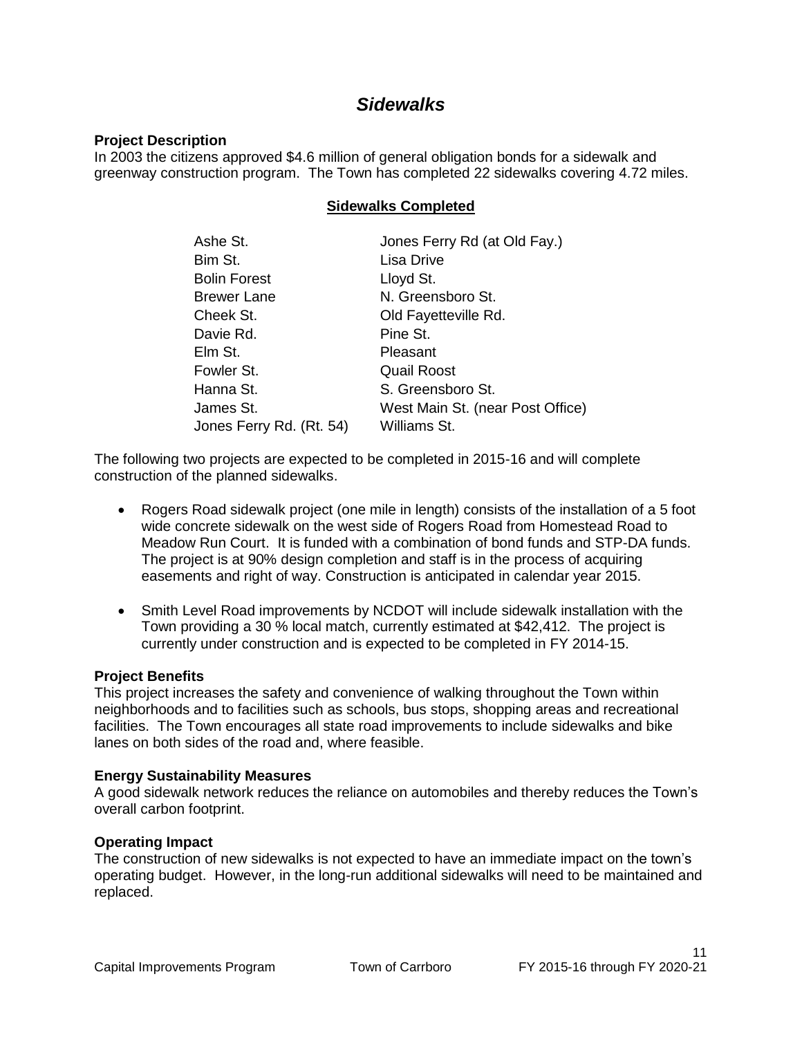# *Sidewalks*

**Project Description**

In 2003 the citizens approved $4.6 million of general obligation bonds for a sidewalk and greenway construction program. The Town has completed 22 sidewalks covering 4.72 miles.

**Sidewalks Completed**

| | |
|---|---|
| Ashe St. | Jones Ferry Rd (at Old Fay.) |
| Bim St. | Lisa Drive |
| Bolin Forest | Lloyd St. |
| Brewer Lane | N. Greensboro St. |
| Cheek St. | Old Fayetteville Rd. |
| Davie Rd. | Pine St. |
| Elm St. | Pleasant |
| Fowler St. | Quail Roost |
| Hanna St. | S. Greensboro St. |
| James St. | West Main St. (near Post Office) |
| Jones Ferry Rd. (Rt. 54) | Williams St. |

The following two projects are expected to be completed in 2015-16 and will complete construction of the planned sidewalks.

- Rogers Road sidewalk project (one mile in length) consists of the installation of a 5 foot wide concrete sidewalk on the west side of Rogers Road from Homestead Road to Meadow Run Court. It is funded with a combination of bond funds and STP-DA funds. The project is at 90% design completion and staff is in the process of acquiring easements and right of way. Construction is anticipated in calendar year 2015.

- Smith Level Road improvements by NCDOT will include sidewalk installation with the Town providing a 30 % local match, currently estimated at $42,412. The project is currently under construction and is expected to be completed in FY 2014-15.

**Project Benefits**

This project increases the safety and convenience of walking throughout the Town within neighborhoods and to facilities such as schools, bus stops, shopping areas and recreational facilities. The Town encourages all state road improvements to include sidewalks and bike lanes on both sides of the road and, where feasible.

**Energy Sustainability Measures**

A good sidewalk network reduces the reliance on automobiles and thereby reduces the Town's overall carbon footprint.

**Operating Impact**

The construction of new sidewalks is not expected to have an immediate impact on the town's operating budget. However, in the long-run additional sidewalks will need to be maintained and replaced.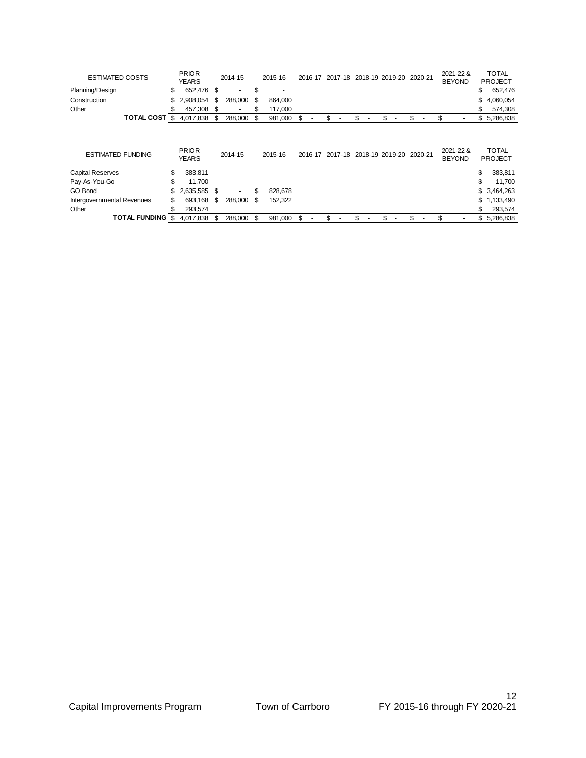| ESTIMATED COSTS | PRIOR YEARS | 2014-15 | 2015-16 | 2016-17 | 2017-18 | 2018-19 | 2019-20 | 2020-21 | 2021-22 & BEYOND | TOTAL PROJECT |
|---|---|---|---|---|---|---|---|---|---|---|
| Planning/Design | $ 652,476 | $ - | $ - | | | | | | | $ 652,476 |
| Construction | $ 2,908,054 | $ 288,000 | $ 864,000 | | | | | | | $ 4,060,054 |
| Other | $ 457,308 | $ - | $ 117,000 | | | | | | | $ 574,308 |
| **TOTAL COST** | $ 4,017,838 | $ 288,000 | $ 981,000 | $ - | $ - | $ - | $ - | $ - | $ - | $ 5,286,838 |

| ESTIMATED FUNDING | PRIOR YEARS | 2014-15 | 2015-16 | 2016-17 | 2017-18 | 2018-19 | 2019-20 | 2020-21 | 2021-22 & BEYOND | TOTAL PROJECT |
|---|---|---|---|---|---|---|---|---|---|---|
| Capital Reserves | $ 383,811 | | | | | | | | | $ 383,811 |
| Pay-As-You-Go | $ 11,700 | | | | | | | | | $ 11,700 |
| GO Bond | $ 2,635,585 | $ - | $ 828,678 | | | | | | | $ 3,464,263 |
| Intergovernmental Revenues | $ 693,168 | $ 288,000 | $ 152,322 | | | | | | | $ 1,133,490 |
| Other | $ 293,574 | | | | | | | | | $ 293,574 |
| **TOTAL FUNDING** | $ 4,017,838 | $ 288,000 | $ 981,000 | $ - | $ - | $ - | $ - | $ - | $ - | $ 5,286,838 |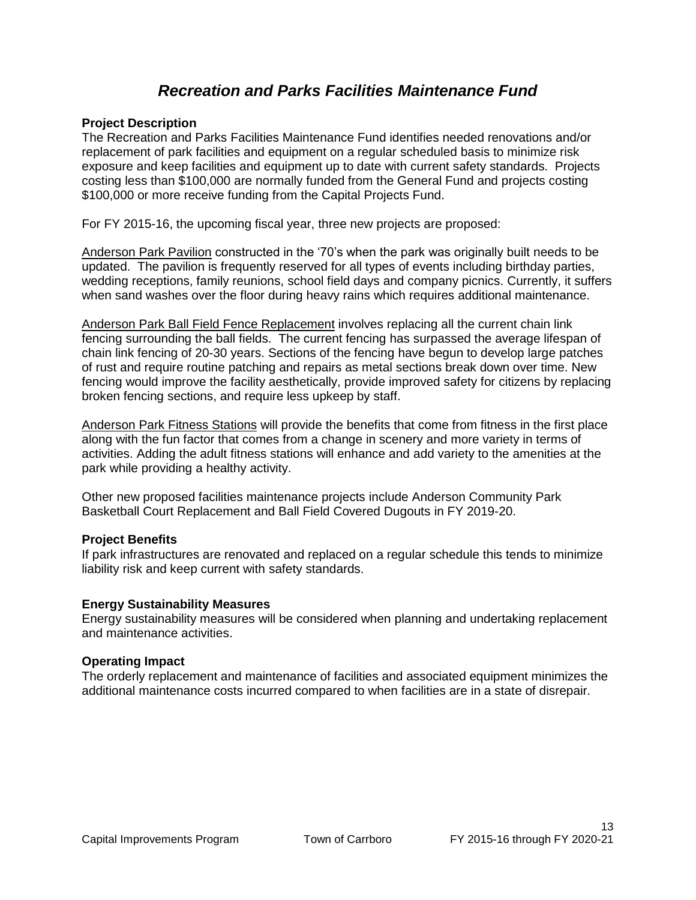# *Recreation and Parks Facilities Maintenance Fund*

**Project Description**

The Recreation and Parks Facilities Maintenance Fund identifies needed renovations and/or replacement of park facilities and equipment on a regular scheduled basis to minimize risk exposure and keep facilities and equipment up to date with current safety standards. Projects costing less than $100,000 are normally funded from the General Fund and projects costing $100,000 or more receive funding from the Capital Projects Fund.

For FY 2015-16, the upcoming fiscal year, three new projects are proposed:

<u>Anderson Park Pavilion</u> constructed in the '70's when the park was originally built needs to be updated. The pavilion is frequently reserved for all types of events including birthday parties, wedding receptions, family reunions, school field days and company picnics. Currently, it suffers when sand washes over the floor during heavy rains which requires additional maintenance.

<u>Anderson Park Ball Field Fence Replacement</u> involves replacing all the current chain link fencing surrounding the ball fields. The current fencing has surpassed the average lifespan of chain link fencing of 20-30 years. Sections of the fencing have begun to develop large patches of rust and require routine patching and repairs as metal sections break down over time. New fencing would improve the facility aesthetically, provide improved safety for citizens by replacing broken fencing sections, and require less upkeep by staff.

<u>Anderson Park Fitness Stations</u> will provide the benefits that come from fitness in the first place along with the fun factor that comes from a change in scenery and more variety in terms of activities. Adding the adult fitness stations will enhance and add variety to the amenities at the park while providing a healthy activity.

Other new proposed facilities maintenance projects include Anderson Community Park Basketball Court Replacement and Ball Field Covered Dugouts in FY 2019-20.

**Project Benefits**

If park infrastructures are renovated and replaced on a regular schedule this tends to minimize liability risk and keep current with safety standards.

**Energy Sustainability Measures**

Energy sustainability measures will be considered when planning and undertaking replacement and maintenance activities.

**Operating Impact**

The orderly replacement and maintenance of facilities and associated equipment minimizes the additional maintenance costs incurred compared to when facilities are in a state of disrepair.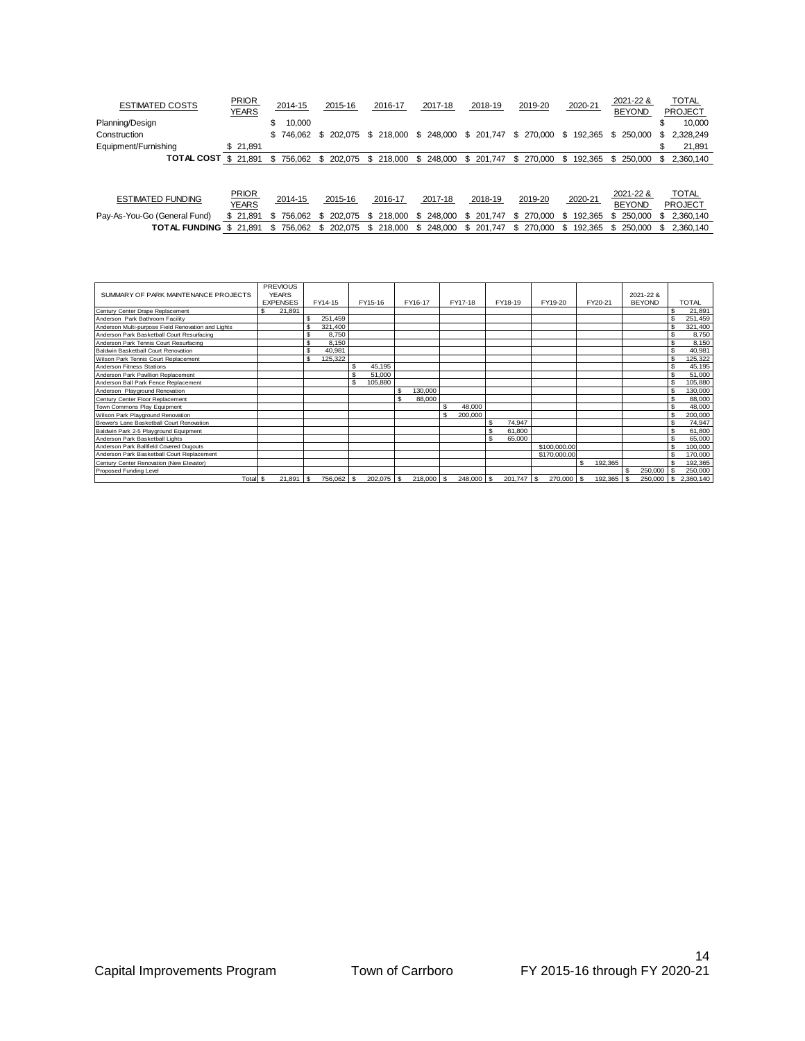| ESTIMATED COSTS | PRIOR YEARS | 2014-15 | 2015-16 | 2016-17 | 2017-18 | 2018-19 | 2019-20 | 2020-21 | 2021-22 & BEYOND | TOTAL PROJECT |
|---|---|---|---|---|---|---|---|---|---|---|
| Planning/Design | | $ 10,000 | | | | | | | | $ 10,000 |
| Construction | | $ 746,062 | $ 202,075 | $ 218,000 | $ 248,000 | $ 201,747 | $ 270,000 | $ 192,365 | $ 250,000 | $ 2,328,249 |
| Equipment/Furnishing | $ 21,891 | | | | | | | | | $ 21,891 |
| **TOTAL COST** | $ 21,891 | $ 756,062 | $ 202,075 | $ 218,000 | $ 248,000 | $ 201,747 | $ 270,000 | $ 192,365 | $ 250,000 | $ 2,360,140 |

| ESTIMATED FUNDING | PRIOR YEARS | 2014-15 | 2015-16 | 2016-17 | 2017-18 | 2018-19 | 2019-20 | 2020-21 | 2021-22 & BEYOND | TOTAL PROJECT |
|---|---|---|---|---|---|---|---|---|---|---|
| Pay-As-You-Go (General Fund) | $ 21,891 | $ 756,062 | $ 202,075 | $ 218,000 | $ 248,000 | $ 201,747 | $ 270,000 | $ 192,365 | $ 250,000 | $ 2,360,140 |
| **TOTAL FUNDING** | $ 21,891 | $ 756,062 | $ 202,075 | $ 218,000 | $ 248,000 | $ 201,747 | $ 270,000 | $ 192,365 | $ 250,000 | $ 2,360,140 |

| SUMMARY OF PARK MAINTENANCE PROJECTS | PREVIOUS YEARS EXPENSES | FY14-15 | FY15-16 | FY16-17 | FY17-18 | FY18-19 | FY19-20 | FY20-21 | 2021-22 & BEYOND | TOTAL |
|---|---|---|---|---|---|---|---|---|---|---|
| Century Center Drape Replacement | $ 21,891 | | | | | | | | | $ 21,891 |
| Anderson Park Bathroom Facility | | $ 251,459 | | | | | | | | $ 251,459 |
| Anderson Multi-purpose Field Renovation and Lights | | $ 321,400 | | | | | | | | $ 321,400 |
| Anderson Park Basketball Court Resurfacing | | $ 8,750 | | | | | | | | $ 8,750 |
| Anderson Park Tennis Court Resurfacing | | $ 8,150 | | | | | | | | $ 8,150 |
| Baldwin Basketball Court Renovation | | $ 40,981 | | | | | | | | $ 40,981 |
| Wilson Park Tennis Court Replacement | | $ 125,322 | | | | | | | | $ 125,322 |
| Anderson Fitness Stations | | | $ 45,195 | | | | | | | $ 45,195 |
| Anderson Park Pavillion Replacement | | | $ 51,000 | | | | | | | $ 51,000 |
| Anderson Ball Park Fence Replacement | | | $ 105,880 | | | | | | | $ 105,880 |
| Anderson Playground Renovation | | | | $ 130,000 | | | | | | $ 130,000 |
| Century Center Floor Replacement | | | | $ 88,000 | | | | | | $ 88,000 |
| Town Commons Play Equipment | | | | | $ 48,000 | | | | | $ 48,000 |
| Wilson Park Playground Renovation | | | | | $ 200,000 | | | | | $ 200,000 |
| Brewer's Lane Basketball Court Renovation | | | | | | $ 74,947 | | | | $ 74,947 |
| Baldwin Park 2-5 Playground Equipment | | | | | | $ 61,800 | | | | $ 61,800 |
| Anderson Park Basketball Lights | | | | | | $ 65,000 | | | | $ 65,000 |
| Anderson Park Ballfield Covered Dugouts | | | | | | | $100,000.00 | | | $ 100,000 |
| Anderson Park Basketball Court Replacement | | | | | | | $170,000.00 | | | $ 170,000 |
| Century Center Renovation (New Elevator) | | | | | | | | $ 192,365 | | $ 192,365 |
| Proposed Funding Level | | | | | | | | | $ 250,000 | $ 250,000 |
| Total | $ 21,891 | $ 756,062 | $ 202,075 | $ 218,000 | $ 248,000 | $ 201,747 | $ 270,000 | $ 192,365 | $ 250,000 | $ 2,360,140 |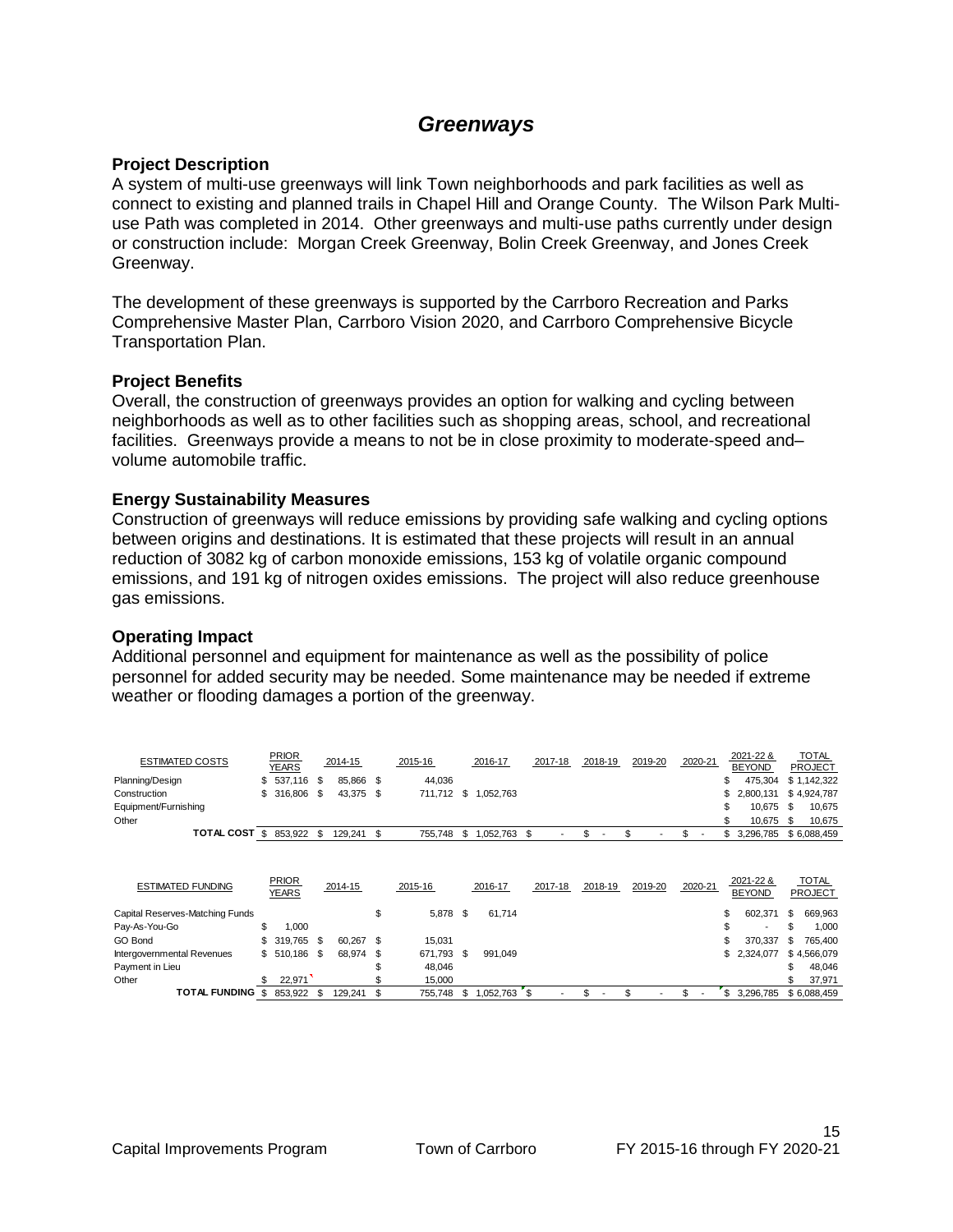# *Greenways*

### Project Description

A system of multi-use greenways will link Town neighborhoods and park facilities as well as connect to existing and planned trails in Chapel Hill and Orange County. The Wilson Park Multi-use Path was completed in 2014. Other greenways and multi-use paths currently under design or construction include: Morgan Creek Greenway, Bolin Creek Greenway, and Jones Creek Greenway.

The development of these greenways is supported by the Carrboro Recreation and Parks Comprehensive Master Plan, Carrboro Vision 2020, and Carrboro Comprehensive Bicycle Transportation Plan.

### Project Benefits

Overall, the construction of greenways provides an option for walking and cycling between neighborhoods as well as to other facilities such as shopping areas, school, and recreational facilities. Greenways provide a means to not be in close proximity to moderate-speed and–volume automobile traffic.

### Energy Sustainability Measures

Construction of greenways will reduce emissions by providing safe walking and cycling options between origins and destinations. It is estimated that these projects will result in an annual reduction of 3082 kg of carbon monoxide emissions, 153 kg of volatile organic compound emissions, and 191 kg of nitrogen oxides emissions. The project will also reduce greenhouse gas emissions.

### Operating Impact

Additional personnel and equipment for maintenance as well as the possibility of police personnel for added security may be needed. Some maintenance may be needed if extreme weather or flooding damages a portion of the greenway.

| ESTIMATED COSTS | PRIOR YEARS | 2014-15 | 2015-16 | 2016-17 | 2017-18 | 2018-19 | 2019-20 | 2020-21 | 2021-22 & BEYOND | TOTAL PROJECT |
|---|---|---|---|---|---|---|---|---|---|---|
| Planning/Design | $ 537,116 | $ 85,866 | $ 44,036 | | | | | | $ 475,304 | $ 1,142,322 |
| Construction | $ 316,806 | $ 43,375 | $ 711,712 | $ 1,052,763 | | | | | $ 2,800,131 | $ 4,924,787 |
| Equipment/Furnishing | | | | | | | | | $ 10,675 | $ 10,675 |
| Other | | | | | | | | | $ 10,675 | $ 10,675 |
| **TOTAL COST** | $ 853,922 | $ 129,241 | $ 755,748 | $ 1,052,763 | $ - | $ - | $ - | $ - | $ 3,296,785 | $ 6,088,459 |

| ESTIMATED FUNDING | PRIOR YEARS | 2014-15 | 2015-16 | 2016-17 | 2017-18 | 2018-19 | 2019-20 | 2020-21 | 2021-22 & BEYOND | TOTAL PROJECT |
|---|---|---|---|---|---|---|---|---|---|---|
| Capital Reserves-Matching Funds | | | $ 5,878 | $ 61,714 | | | | | $ 602,371 | $ 669,963 |
| Pay-As-You-Go | $ 1,000 | | | | | | | | $ - | $ 1,000 |
| GO Bond | $ 319,765 | $ 60,267 | $ 15,031 | | | | | | $ 370,337 | $ 765,400 |
| Intergovernmental Revenues | $ 510,186 | $ 68,974 | $ 671,793 | $ 991,049 | | | | | $ 2,324,077 | $ 4,566,079 |
| Payment in Lieu | | | $ 48,046 | | | | | | | $ 48,046 |
| Other | $ 22,971 | | $ 15,000 | | | | | | | $ 37,971 |
| **TOTAL FUNDING** | $ 853,922 | $ 129,241 | $ 755,748 | $ 1,052,763 | $ - | $ - | $ - | $ - | $ 3,296,785 | $ 6,088,459 |

Capital Improvements Program Town of Carrboro FY 2015-16 through FY 2020-21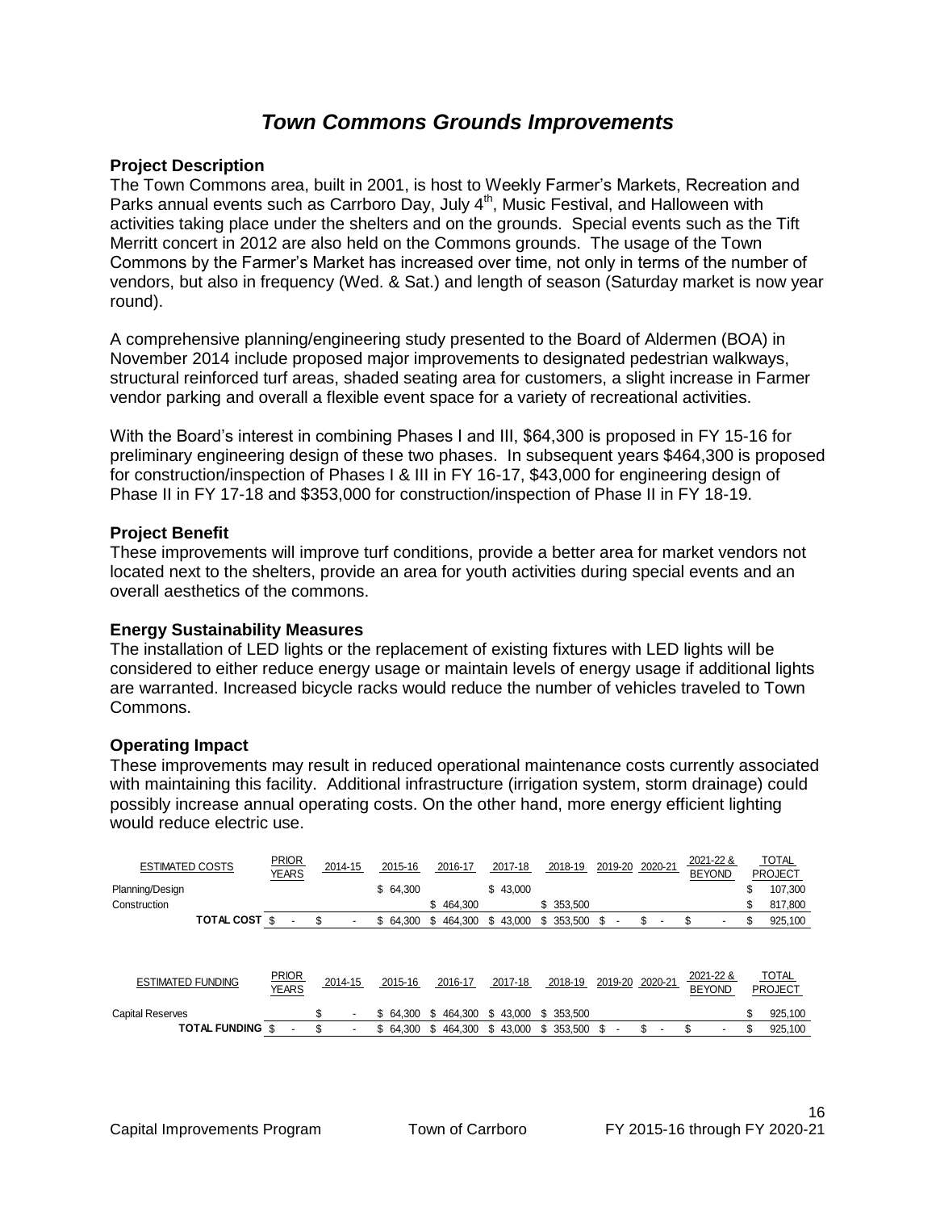# *Town Commons Grounds Improvements*

**Project Description**

The Town Commons area, built in 2001, is host to Weekly Farmer's Markets, Recreation and Parks annual events such as Carrboro Day, July 4th, Music Festival, and Halloween with activities taking place under the shelters and on the grounds. Special events such as the Tift Merritt concert in 2012 are also held on the Commons grounds. The usage of the Town Commons by the Farmer's Market has increased over time, not only in terms of the number of vendors, but also in frequency (Wed. & Sat.) and length of season (Saturday market is now year round).

A comprehensive planning/engineering study presented to the Board of Aldermen (BOA) in November 2014 include proposed major improvements to designated pedestrian walkways, structural reinforced turf areas, shaded seating area for customers, a slight increase in Farmer vendor parking and overall a flexible event space for a variety of recreational activities.

With the Board's interest in combining Phases I and III, $64,300 is proposed in FY 15-16 for preliminary engineering design of these two phases. In subsequent years $464,300 is proposed for construction/inspection of Phases I & III in FY 16-17, $43,000 for engineering design of Phase II in FY 17-18 and $353,000 for construction/inspection of Phase II in FY 18-19.

**Project Benefit**

These improvements will improve turf conditions, provide a better area for market vendors not located next to the shelters, provide an area for youth activities during special events and an overall aesthetics of the commons.

**Energy Sustainability Measures**

The installation of LED lights or the replacement of existing fixtures with LED lights will be considered to either reduce energy usage or maintain levels of energy usage if additional lights are warranted. Increased bicycle racks would reduce the number of vehicles traveled to Town Commons.

**Operating Impact**

These improvements may result in reduced operational maintenance costs currently associated with maintaining this facility. Additional infrastructure (irrigation system, storm drainage) could possibly increase annual operating costs. On the other hand, more energy efficient lighting would reduce electric use.

| ESTIMATED COSTS | PRIOR YEARS | 2014-15 | 2015-16 | 2016-17 | 2017-18 | 2018-19 | 2019-20 | 2020-21 | 2021-22 & BEYOND | TOTAL PROJECT |
|---|---|---|---|---|---|---|---|---|---|---|
| Planning/Design | | | $ 64,300 | | $ 43,000 | | | | | $ 107,300 |
| Construction | | | | $ 464,300 | | $ 353,500 | | | | $ 817,800 |
| **TOTAL COST** | $ - | $ - | $ 64,300 | $ 464,300 | $ 43,000 | $ 353,500 | $ - | $ - | $ - | $ 925,100 |

| ESTIMATED FUNDING | PRIOR YEARS | 2014-15 | 2015-16 | 2016-17 | 2017-18 | 2018-19 | 2019-20 | 2020-21 | 2021-22 & BEYOND | TOTAL PROJECT |
|---|---|---|---|---|---|---|---|---|---|---|
| Capital Reserves | | $ - | $ 64,300 | $ 464,300 | $ 43,000 | $ 353,500 | | | | $ 925,100 |
| **TOTAL FUNDING** | $ - | $ - | $ 64,300 | $ 464,300 | $ 43,000 | $ 353,500 | $ - | $ - | $ - | $ 925,100 |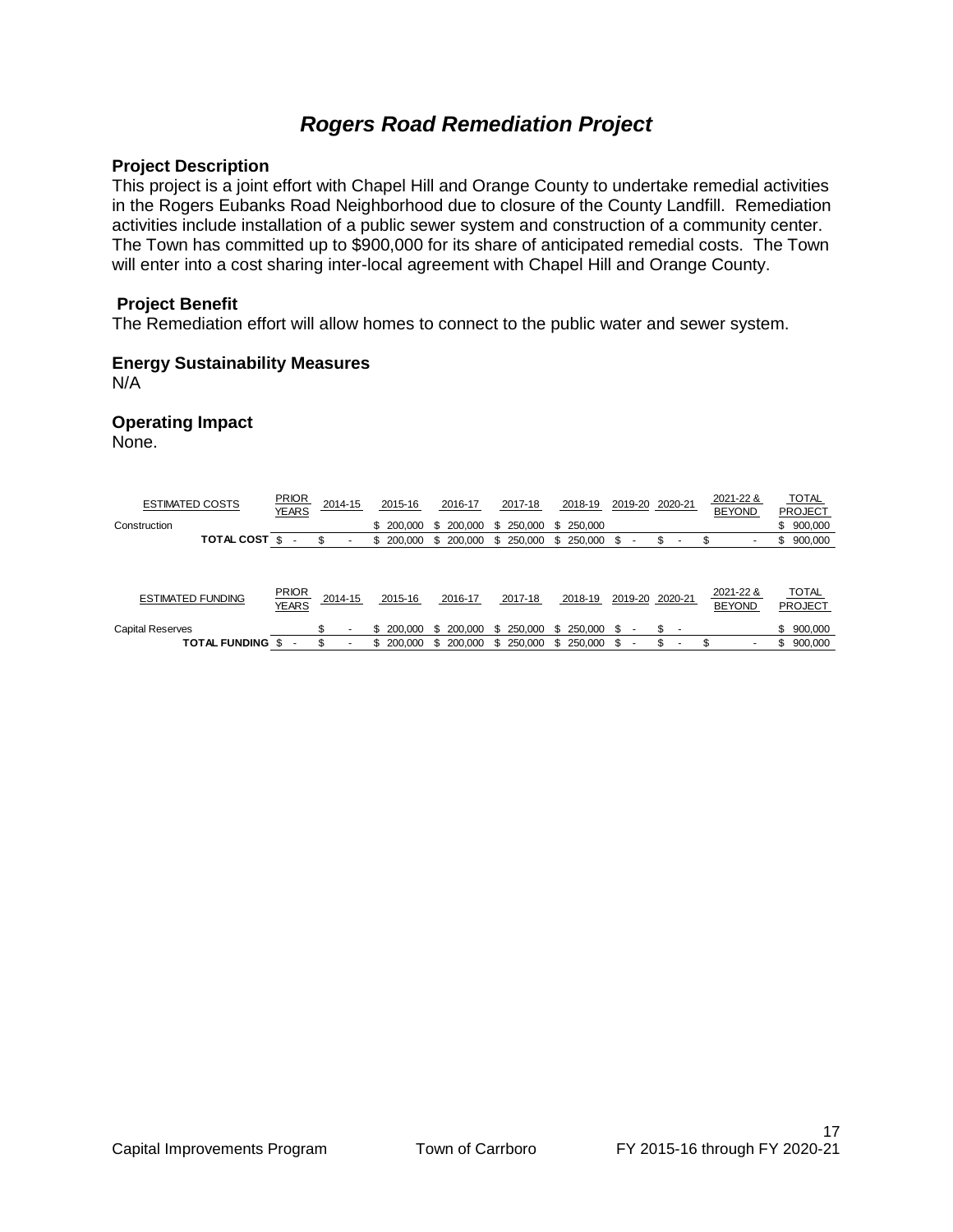# *Rogers Road Remediation Project*

**Project Description**

This project is a joint effort with Chapel Hill and Orange County to undertake remedial activities in the Rogers Eubanks Road Neighborhood due to closure of the County Landfill. Remediation activities include installation of a public sewer system and construction of a community center. The Town has committed up to $900,000 for its share of anticipated remedial costs. The Town will enter into a cost sharing inter-local agreement with Chapel Hill and Orange County.

**Project Benefit**

The Remediation effort will allow homes to connect to the public water and sewer system.

**Energy Sustainability Measures**

N/A

**Operating Impact**

None.

| ESTIMATED COSTS | PRIOR YEARS | 2014-15 | 2015-16 | 2016-17 | 2017-18 | 2018-19 | 2019-20 | 2020-21 | 2021-22 & BEYOND | TOTAL PROJECT |
|---|---|---|---|---|---|---|---|---|---|---|
| Construction | | | $ 200,000 | $ 200,000 | $ 250,000 | $ 250,000 | | | | $ 900,000 |
| **TOTAL COST** | $ - | $ - | $ 200,000 | $ 200,000 | $ 250,000 | $ 250,000 | $ - | $ - | $ - | $ 900,000 |

| ESTIMATED FUNDING | PRIOR YEARS | 2014-15 | 2015-16 | 2016-17 | 2017-18 | 2018-19 | 2019-20 | 2020-21 | 2021-22 & BEYOND | TOTAL PROJECT |
|---|---|---|---|---|---|---|---|---|---|---|
| Capital Reserves | | $ - | $ 200,000 | $ 200,000 | $ 250,000 | $ 250,000 | $ - | $ - | | $ 900,000 |
| **TOTAL FUNDING** | $ - | $ - | $ 200,000 | $ 200,000 | $ 250,000 | $ 250,000 | $ - | $ - | $ - | $ 900,000 |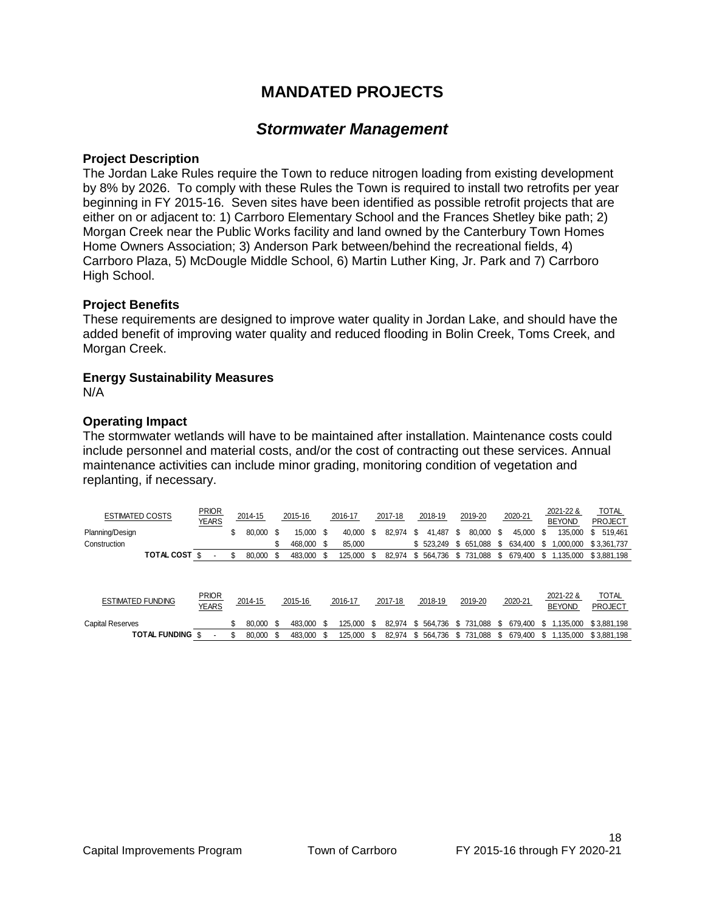# MANDATED PROJECTS

## *Stormwater Management*

**Project Description**
The Jordan Lake Rules require the Town to reduce nitrogen loading from existing development by 8% by 2026. To comply with these Rules the Town is required to install two retrofits per year beginning in FY 2015-16. Seven sites have been identified as possible retrofit projects that are either on or adjacent to: 1) Carrboro Elementary School and the Frances Shetley bike path; 2) Morgan Creek near the Public Works facility and land owned by the Canterbury Town Homes Home Owners Association; 3) Anderson Park between/behind the recreational fields, 4) Carrboro Plaza, 5) McDougle Middle School, 6) Martin Luther King, Jr. Park and 7) Carrboro High School.

**Project Benefits**
These requirements are designed to improve water quality in Jordan Lake, and should have the added benefit of improving water quality and reduced flooding in Bolin Creek, Toms Creek, and Morgan Creek.

**Energy Sustainability Measures**
N/A

**Operating Impact**
The stormwater wetlands will have to be maintained after installation. Maintenance costs could include personnel and material costs, and/or the cost of contracting out these services. Annual maintenance activities can include minor grading, monitoring condition of vegetation and replanting, if necessary.

| ESTIMATED COSTS | PRIOR YEARS | 2014-15 | 2015-16 | 2016-17 | 2017-18 | 2018-19 | 2019-20 | 2020-21 | 2021-22 & BEYOND | TOTAL PROJECT |
|---|---|---|---|---|---|---|---|---|---|---|
| Planning/Design | | $ 80,000 | $ 15,000 | $ 40,000 | $ 82,974 | $ 41,487 | $ 80,000 | $ 45,000 | $ 135,000 | $ 519,461 |
| Construction | | | $ 468,000 | $ 85,000 | | $ 523,249 | $ 651,088 | $ 634,400 | $ 1,000,000 | $ 3,361,737 |
| **TOTAL COST** | $ - | $ 80,000 | $ 483,000 | $ 125,000 | $ 82,974 | $ 564,736 | $ 731,088 | $ 679,400 | $ 1,135,000 | $ 3,881,198 |

| ESTIMATED FUNDING | PRIOR YEARS | 2014-15 | 2015-16 | 2016-17 | 2017-18 | 2018-19 | 2019-20 | 2020-21 | 2021-22 & BEYOND | TOTAL PROJECT |
|---|---|---|---|---|---|---|---|---|---|---|
| Capital Reserves | | $ 80,000 | $ 483,000 | $ 125,000 | $ 82,974 | $ 564,736 | $ 731,088 | $ 679,400 | $ 1,135,000 | $ 3,881,198 |
| **TOTAL FUNDING** | $ - | $ 80,000 | $ 483,000 | $ 125,000 | $ 82,974 | $ 564,736 | $ 731,088 | $ 679,400 | $ 1,135,000 | $ 3,881,198 |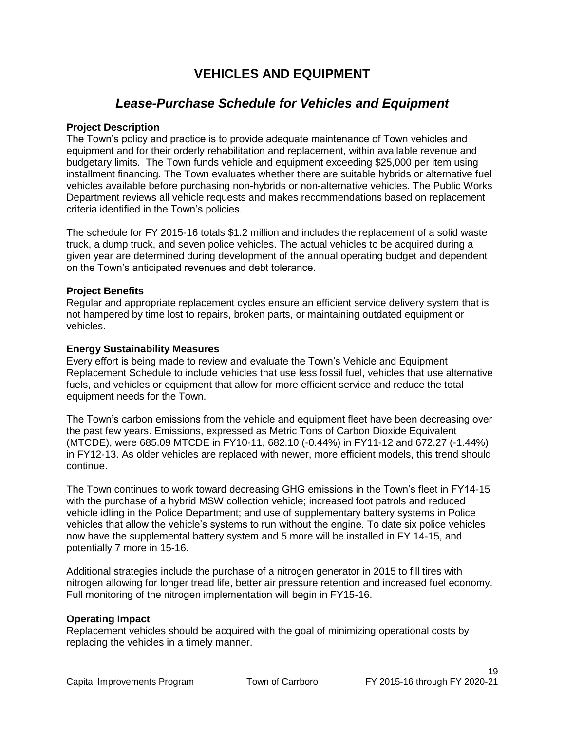# VEHICLES AND EQUIPMENT

## *Lease-Purchase Schedule for Vehicles and Equipment*

**Project Description**
The Town's policy and practice is to provide adequate maintenance of Town vehicles and equipment and for their orderly rehabilitation and replacement, within available revenue and budgetary limits. The Town funds vehicle and equipment exceeding $25,000 per item using installment financing. The Town evaluates whether there are suitable hybrids or alternative fuel vehicles available before purchasing non-hybrids or non-alternative vehicles. The Public Works Department reviews all vehicle requests and makes recommendations based on replacement criteria identified in the Town's policies.

The schedule for FY 2015-16 totals $1.2 million and includes the replacement of a solid waste truck, a dump truck, and seven police vehicles. The actual vehicles to be acquired during a given year are determined during development of the annual operating budget and dependent on the Town's anticipated revenues and debt tolerance.

**Project Benefits**
Regular and appropriate replacement cycles ensure an efficient service delivery system that is not hampered by time lost to repairs, broken parts, or maintaining outdated equipment or vehicles.

**Energy Sustainability Measures**
Every effort is being made to review and evaluate the Town's Vehicle and Equipment Replacement Schedule to include vehicles that use less fossil fuel, vehicles that use alternative fuels, and vehicles or equipment that allow for more efficient service and reduce the total equipment needs for the Town.

The Town's carbon emissions from the vehicle and equipment fleet have been decreasing over the past few years. Emissions, expressed as Metric Tons of Carbon Dioxide Equivalent (MTCDE), were 685.09 MTCDE in FY10-11, 682.10 (-0.44%) in FY11-12 and 672.27 (-1.44%) in FY12-13. As older vehicles are replaced with newer, more efficient models, this trend should continue.

The Town continues to work toward decreasing GHG emissions in the Town's fleet in FY14-15 with the purchase of a hybrid MSW collection vehicle; increased foot patrols and reduced vehicle idling in the Police Department; and use of supplementary battery systems in Police vehicles that allow the vehicle's systems to run without the engine. To date six police vehicles now have the supplemental battery system and 5 more will be installed in FY 14-15, and potentially 7 more in 15-16.

Additional strategies include the purchase of a nitrogen generator in 2015 to fill tires with nitrogen allowing for longer tread life, better air pressure retention and increased fuel economy. Full monitoring of the nitrogen implementation will begin in FY15-16.

**Operating Impact**
Replacement vehicles should be acquired with the goal of minimizing operational costs by replacing the vehicles in a timely manner.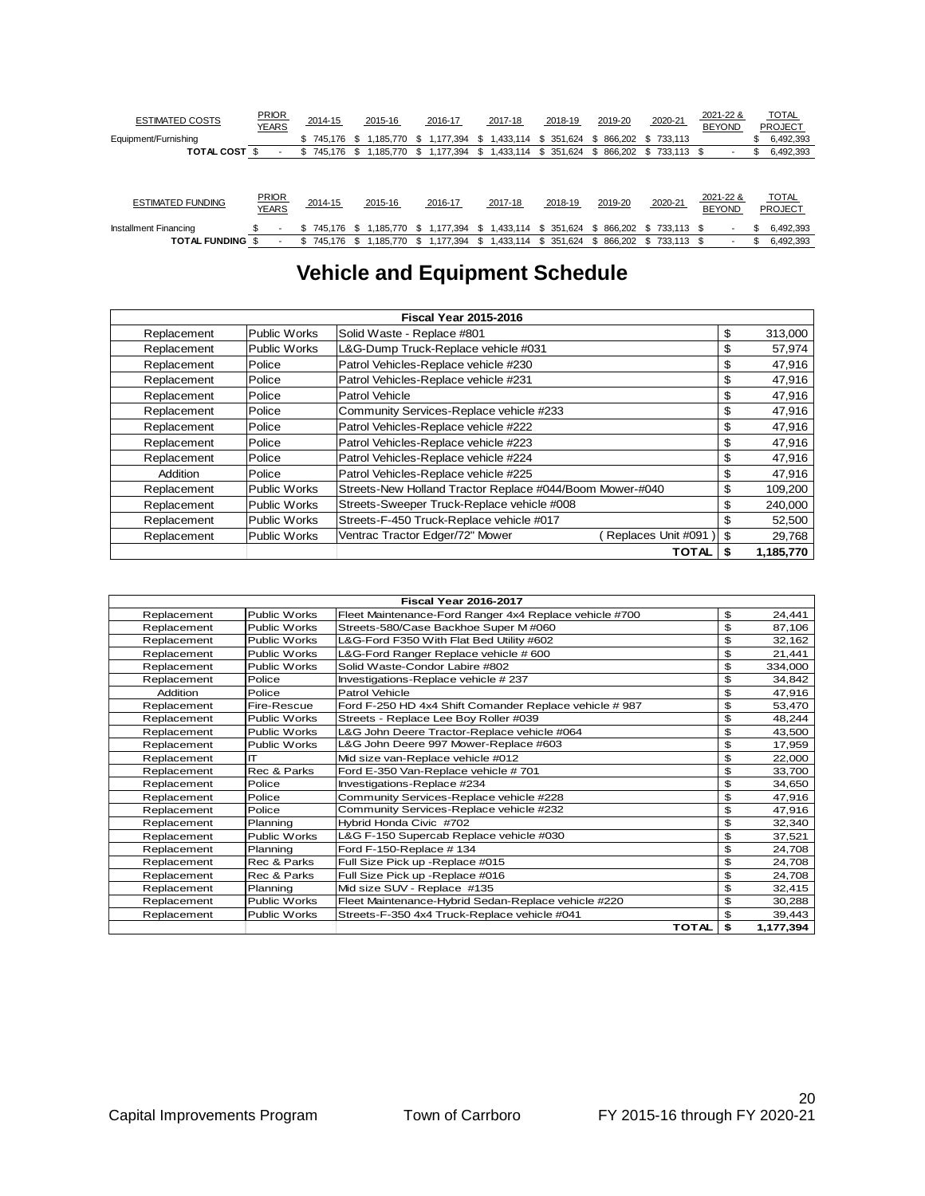| ESTIMATED COSTS | PRIOR YEARS | 2014-15 | 2015-16 | 2016-17 | 2017-18 | 2018-19 | 2019-20 | 2020-21 | 2021-22 & BEYOND | TOTAL PROJECT |
|---|---|---|---|---|---|---|---|---|---|---|
| Equipment/Furnishing | | $ 745,176 | $ 1,185,770 | $ 1,177,394 | $ 1,433,114 | $ 351,624 | $ 866,202 | $ 733,113 | | $ 6,492,393 |
| **TOTAL COST** | $ - | $ 745,176 | $ 1,185,770 | $ 1,177,394 | $ 1,433,114 | $ 351,624 | $ 866,202 | $ 733,113 | $ - | $ 6,492,393 |

| ESTIMATED FUNDING | PRIOR YEARS | 2014-15 | 2015-16 | 2016-17 | 2017-18 | 2018-19 | 2019-20 | 2020-21 | 2021-22 & BEYOND | TOTAL PROJECT |
|---|---|---|---|---|---|---|---|---|---|---|
| Installment Financing | $ - | $ 745,176 | $ 1,185,770 | $ 1,177,394 | $ 1,433,114 | $ 351,624 | $ 866,202 | $ 733,113 | $ - | $ 6,492,393 |
| **TOTAL FUNDING** | $ - | $ 745,176 | $ 1,185,770 | $ 1,177,394 | $ 1,433,114 | $ 351,624 | $ 866,202 | $ 733,113 | $ - | $ 6,492,393 |

# Vehicle and Equipment Schedule

| **Fiscal Year 2015-2016** | | | |
|---|---|---|---|
| Replacement | Public Works | Solid Waste - Replace #801 | $ 313,000 |
| Replacement | Public Works | L&G-Dump Truck-Replace vehicle #031 | $ 57,974 |
| Replacement | Police | Patrol Vehicles-Replace vehicle #230 | $ 47,916 |
| Replacement | Police | Patrol Vehicles-Replace vehicle #231 | $ 47,916 |
| Replacement | Police | Patrol Vehicle | $ 47,916 |
| Replacement | Police | Community Services-Replace vehicle #233 | $ 47,916 |
| Replacement | Police | Patrol Vehicles-Replace vehicle #222 | $ 47,916 |
| Replacement | Police | Patrol Vehicles-Replace vehicle #223 | $ 47,916 |
| Replacement | Police | Patrol Vehicles-Replace vehicle #224 | $ 47,916 |
| Addition | Police | Patrol Vehicles-Replace vehicle #225 | $ 47,916 |
| Replacement | Public Works | Streets-New Holland Tractor Replace #044/Boom Mower-#040 | $ 109,200 |
| Replacement | Public Works | Streets-Sweeper Truck-Replace vehicle #008 | $ 240,000 |
| Replacement | Public Works | Streets-F-450 Truck-Replace vehicle #017 | $ 52,500 |
| Replacement | Public Works | Ventrac Tractor Edger/72" Mower (Replaces Unit #091) | $ 29,768 |
| | | **TOTAL** | **$ 1,185,770** |

| **Fiscal Year 2016-2017** | | | |
|---|---|---|---|
| Replacement | Public Works | Fleet Maintenance-Ford Ranger 4x4 Replace vehicle #700 | $ 24,441 |
| Replacement | Public Works | Streets-580/Case Backhoe Super M #060 | $ 87,106 |
| Replacement | Public Works | L&G-Ford F350 With Flat Bed Utility #602 | $ 32,162 |
| Replacement | Public Works | L&G-Ford Ranger Replace vehicle # 600 | $ 21,441 |
| Replacement | Public Works | Solid Waste-Condor Labire #802 | $ 334,000 |
| Replacement | Police | Investigations-Replace vehicle # 237 | $ 34,842 |
| Addition | Police | Patrol Vehicle | $ 47,916 |
| Replacement | Fire-Rescue | Ford F-250 HD 4x4 Shift Comander Replace vehicle # 987 | $ 53,470 |
| Replacement | Public Works | Streets - Replace Lee Boy Roller #039 | $ 48,244 |
| Replacement | Public Works | L&G John Deere Tractor-Replace vehicle #064 | $ 43,500 |
| Replacement | Public Works | L&G John Deere 997 Mower-Replace #603 | $ 17,959 |
| Replacement | IT | Mid size van-Replace vehicle #012 | $ 22,000 |
| Replacement | Rec & Parks | Ford E-350 Van-Replace vehicle # 701 | $ 33,700 |
| Replacement | Police | Investigations-Replace #234 | $ 34,650 |
| Replacement | Police | Community Services-Replace vehicle #228 | $ 47,916 |
| Replacement | Police | Community Services-Replace vehicle #232 | $ 47,916 |
| Replacement | Planning | Hybrid Honda Civic #702 | $ 32,340 |
| Replacement | Public Works | L&G F-150 Supercab Replace vehicle #030 | $ 37,521 |
| Replacement | Planning | Ford F-150-Replace # 134 | $ 24,708 |
| Replacement | Rec & Parks | Full Size Pick up -Replace #015 | $ 24,708 |
| Replacement | Rec & Parks | Full Size Pick up -Replace #016 | $ 24,708 |
| Replacement | Planning | Mid size SUV - Replace #135 | $ 32,415 |
| Replacement | Public Works | Fleet Maintenance-Hybrid Sedan-Replace vehicle #220 | $ 30,288 |
| Replacement | Public Works | Streets-F-350 4x4 Truck-Replace vehicle #041 | $ 39,443 |
| | | **TOTAL** | **$ 1,177,394** |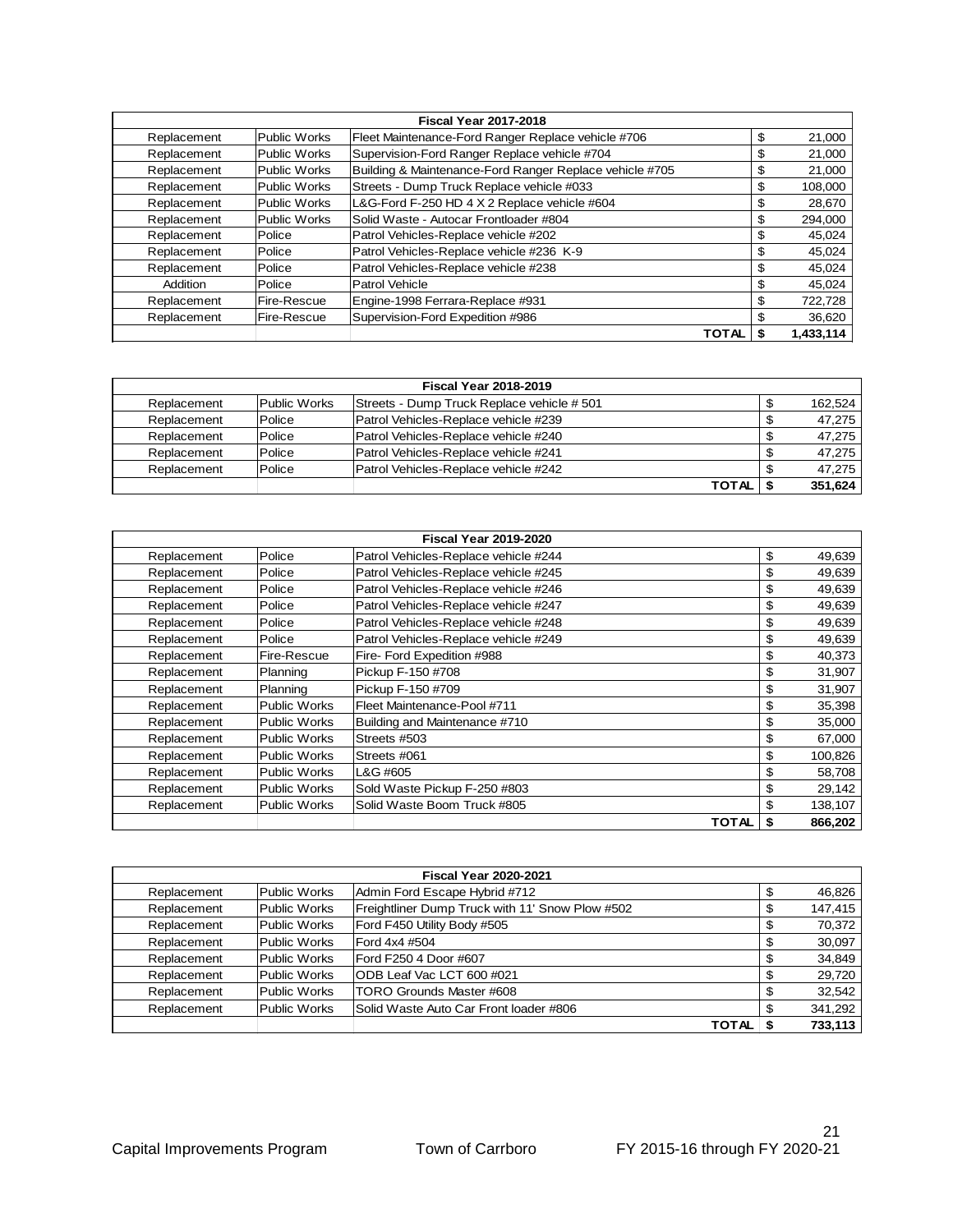| Fiscal Year 2017-2018 | | | |
|---|---|---|---|
| Replacement | Public Works | Fleet Maintenance-Ford Ranger Replace vehicle #706 | $ 21,000 |
| Replacement | Public Works | Supervision-Ford Ranger Replace vehicle #704 | $ 21,000 |
| Replacement | Public Works | Building & Maintenance-Ford Ranger Replace vehicle #705 | $ 21,000 |
| Replacement | Public Works | Streets - Dump Truck Replace vehicle #033 | $ 108,000 |
| Replacement | Public Works | L&G-Ford F-250 HD 4 X 2 Replace vehicle #604 | $ 28,670 |
| Replacement | Public Works | Solid Waste - Autocar Frontloader #804 | $ 294,000 |
| Replacement | Police | Patrol Vehicles-Replace vehicle #202 | $ 45,024 |
| Replacement | Police | Patrol Vehicles-Replace vehicle #236 K-9 | $ 45,024 |
| Replacement | Police | Patrol Vehicles-Replace vehicle #238 | $ 45,024 |
| Addition | Police | Patrol Vehicle | $ 45,024 |
| Replacement | Fire-Rescue | Engine-1998 Ferrara-Replace #931 | $ 722,728 |
| Replacement | Fire-Rescue | Supervision-Ford Expedition #986 | $ 36,620 |
| | | **TOTAL** | **$ 1,433,114** |

| Fiscal Year 2018-2019 | | | |
|---|---|---|---|
| Replacement | Public Works | Streets - Dump Truck Replace vehicle # 501 | $ 162,524 |
| Replacement | Police | Patrol Vehicles-Replace vehicle #239 | $ 47,275 |
| Replacement | Police | Patrol Vehicles-Replace vehicle #240 | $ 47,275 |
| Replacement | Police | Patrol Vehicles-Replace vehicle #241 | $ 47,275 |
| Replacement | Police | Patrol Vehicles-Replace vehicle #242 | $ 47,275 |
| | | **TOTAL** | **$ 351,624** |

| Fiscal Year 2019-2020 | | | |
|---|---|---|---|
| Replacement | Police | Patrol Vehicles-Replace vehicle #244 | $ 49,639 |
| Replacement | Police | Patrol Vehicles-Replace vehicle #245 | $ 49,639 |
| Replacement | Police | Patrol Vehicles-Replace vehicle #246 | $ 49,639 |
| Replacement | Police | Patrol Vehicles-Replace vehicle #247 | $ 49,639 |
| Replacement | Police | Patrol Vehicles-Replace vehicle #248 | $ 49,639 |
| Replacement | Police | Patrol Vehicles-Replace vehicle #249 | $ 49,639 |
| Replacement | Fire-Rescue | Fire- Ford Expedition #988 | $ 40,373 |
| Replacement | Planning | Pickup F-150 #708 | $ 31,907 |
| Replacement | Planning | Pickup F-150 #709 | $ 31,907 |
| Replacement | Public Works | Fleet Maintenance-Pool #711 | $ 35,398 |
| Replacement | Public Works | Building and Maintenance #710 | $ 35,000 |
| Replacement | Public Works | Streets #503 | $ 67,000 |
| Replacement | Public Works | Streets #061 | $ 100,826 |
| Replacement | Public Works | L&G #605 | $ 58,708 |
| Replacement | Public Works | Sold Waste Pickup F-250 #803 | $ 29,142 |
| Replacement | Public Works | Solid Waste Boom Truck #805 | $ 138,107 |
| | | **TOTAL** | **$ 866,202** |

| Fiscal Year 2020-2021 | | | |
|---|---|---|---|
| Replacement | Public Works | Admin Ford Escape Hybrid #712 | $ 46,826 |
| Replacement | Public Works | Freightliner Dump Truck with 11' Snow Plow #502 | $ 147,415 |
| Replacement | Public Works | Ford F450 Utility Body #505 | $ 70,372 |
| Replacement | Public Works | Ford 4x4 #504 | $ 30,097 |
| Replacement | Public Works | Ford F250 4 Door #607 | $ 34,849 |
| Replacement | Public Works | ODB Leaf Vac LCT 600 #021 | $ 29,720 |
| Replacement | Public Works | TORO Grounds Master #608 | $ 32,542 |
| Replacement | Public Works | Solid Waste Auto Car Front loader #806 | $ 341,292 |
| | | **TOTAL** | **$ 733,113** |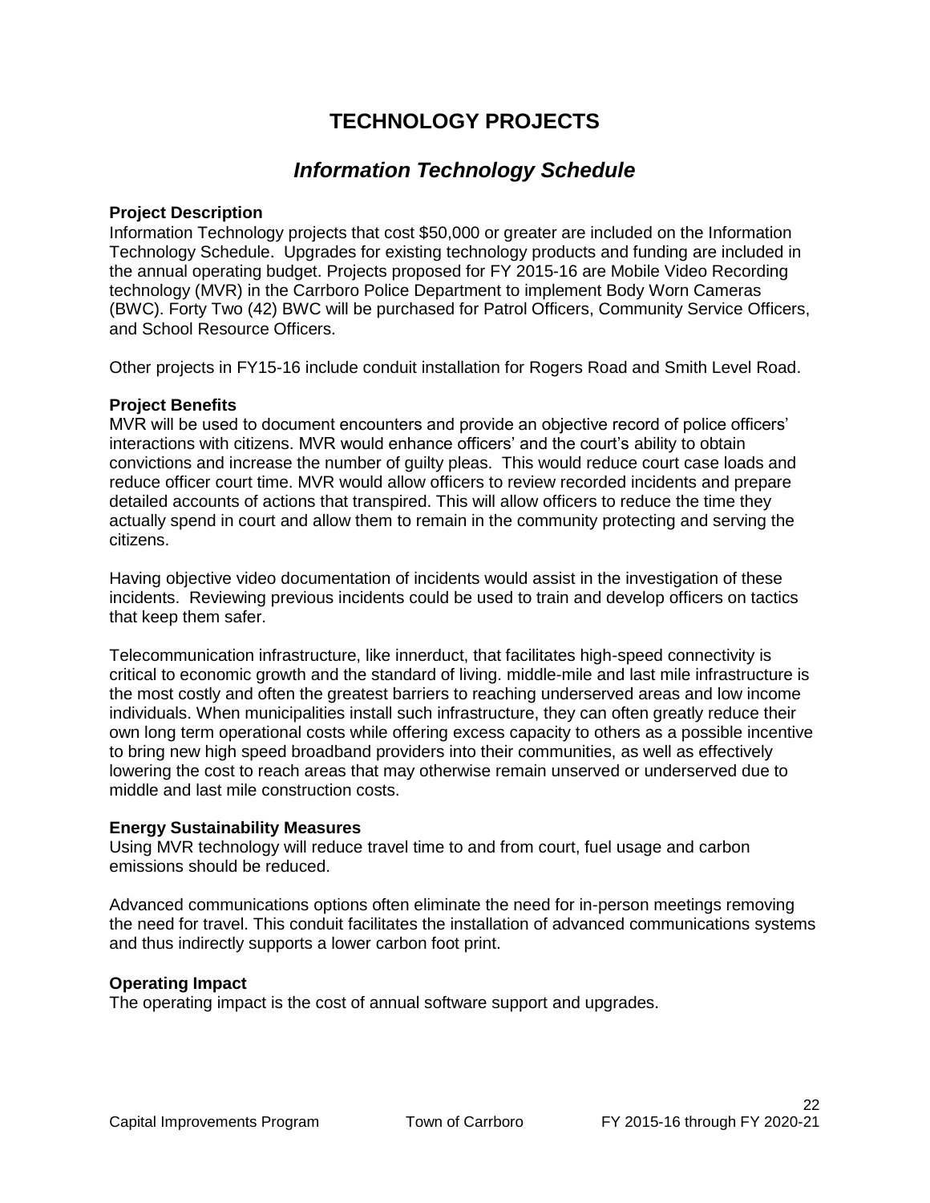# TECHNOLOGY PROJECTS

## *Information Technology Schedule*

**Project Description**
Information Technology projects that cost $50,000 or greater are included on the Information Technology Schedule. Upgrades for existing technology products and funding are included in the annual operating budget. Projects proposed for FY 2015-16 are Mobile Video Recording technology (MVR) in the Carrboro Police Department to implement Body Worn Cameras (BWC). Forty Two (42) BWC will be purchased for Patrol Officers, Community Service Officers, and School Resource Officers.

Other projects in FY15-16 include conduit installation for Rogers Road and Smith Level Road.

**Project Benefits**
MVR will be used to document encounters and provide an objective record of police officers' interactions with citizens. MVR would enhance officers' and the court's ability to obtain convictions and increase the number of guilty pleas. This would reduce court case loads and reduce officer court time. MVR would allow officers to review recorded incidents and prepare detailed accounts of actions that transpired. This will allow officers to reduce the time they actually spend in court and allow them to remain in the community protecting and serving the citizens.

Having objective video documentation of incidents would assist in the investigation of these incidents. Reviewing previous incidents could be used to train and develop officers on tactics that keep them safer.

Telecommunication infrastructure, like innerduct, that facilitates high-speed connectivity is critical to economic growth and the standard of living. middle-mile and last mile infrastructure is the most costly and often the greatest barriers to reaching underserved areas and low income individuals. When municipalities install such infrastructure, they can often greatly reduce their own long term operational costs while offering excess capacity to others as a possible incentive to bring new high speed broadband providers into their communities, as well as effectively lowering the cost to reach areas that may otherwise remain unserved or underserved due to middle and last mile construction costs.

**Energy Sustainability Measures**
Using MVR technology will reduce travel time to and from court, fuel usage and carbon emissions should be reduced.

Advanced communications options often eliminate the need for in-person meetings removing the need for travel. This conduit facilitates the installation of advanced communications systems and thus indirectly supports a lower carbon foot print.

**Operating Impact**
The operating impact is the cost of annual software support and upgrades.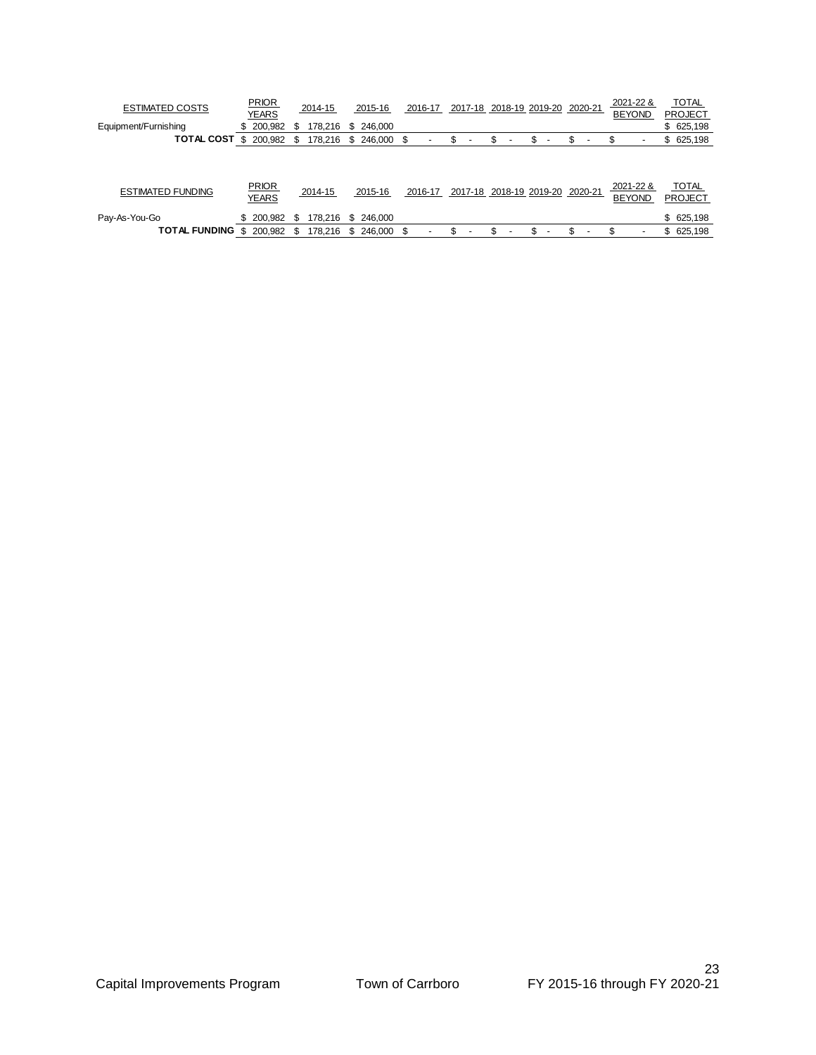| ESTIMATED COSTS | PRIOR YEARS | 2014-15 | 2015-16 | 2016-17 | 2017-18 | 2018-19 | 2019-20 | 2020-21 | 2021-22 & BEYOND | TOTAL PROJECT |
|---|---|---|---|---|---|---|---|---|---|---|
| Equipment/Furnishing | $ 200,982 | $ 178,216 | $ 246,000 | | | | | | | $ 625,198 |
| **TOTAL COST** | $ 200,982 | $ 178,216 | $ 246,000 | $ - | $ - | $ - | $ - | $ - | $ - | $ 625,198 |

| ESTIMATED FUNDING | PRIOR YEARS | 2014-15 | 2015-16 | 2016-17 | 2017-18 | 2018-19 | 2019-20 | 2020-21 | 2021-22 & BEYOND | TOTAL PROJECT |
|---|---|---|---|---|---|---|---|---|---|---|
| Pay-As-You-Go | $ 200,982 | $ 178,216 | $ 246,000 | | | | | | | $ 625,198 |
| **TOTAL FUNDING** | $ 200,982 | $ 178,216 | $ 246,000 | $ - | $ - | $ - | $ - | $ - | $ - | $ 625,198 |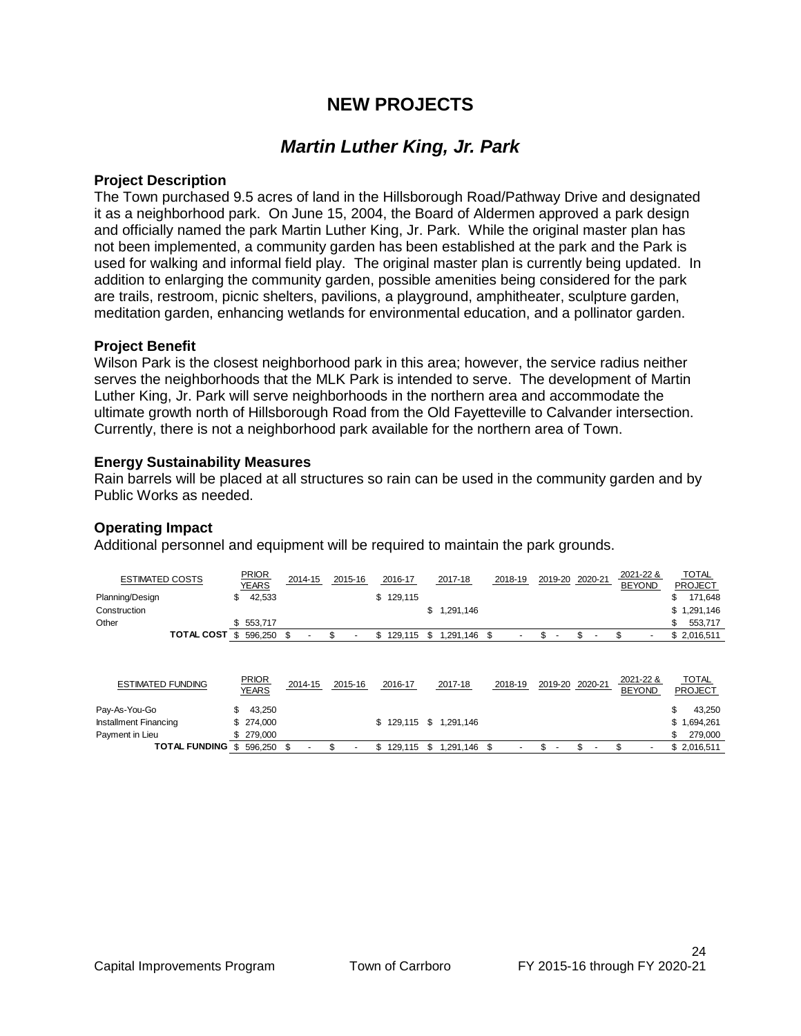# NEW PROJECTS

## *Martin Luther King, Jr. Park*

**Project Description**

The Town purchased 9.5 acres of land in the Hillsborough Road/Pathway Drive and designated it as a neighborhood park. On June 15, 2004, the Board of Aldermen approved a park design and officially named the park Martin Luther King, Jr. Park. While the original master plan has not been implemented, a community garden has been established at the park and the Park is used for walking and informal field play. The original master plan is currently being updated. In addition to enlarging the community garden, possible amenities being considered for the park are trails, restroom, picnic shelters, pavilions, a playground, amphitheater, sculpture garden, meditation garden, enhancing wetlands for environmental education, and a pollinator garden.

**Project Benefit**

Wilson Park is the closest neighborhood park in this area; however, the service radius neither serves the neighborhoods that the MLK Park is intended to serve. The development of Martin Luther King, Jr. Park will serve neighborhoods in the northern area and accommodate the ultimate growth north of Hillsborough Road from the Old Fayetteville to Calvander intersection. Currently, there is not a neighborhood park available for the northern area of Town.

**Energy Sustainability Measures**

Rain barrels will be placed at all structures so rain can be used in the community garden and by Public Works as needed.

**Operating Impact**

Additional personnel and equipment will be required to maintain the park grounds.

| ESTIMATED COSTS | PRIOR YEARS | 2014-15 | 2015-16 | 2016-17 | 2017-18 | 2018-19 | 2019-20 | 2020-21 | 2021-22 & BEYOND | TOTAL PROJECT |
|---|---|---|---|---|---|---|---|---|---|---|
| Planning/Design | $ 42,533 | | | $ 129,115 | | | | | | $ 171,648 |
| Construction | | | | | $ 1,291,146 | | | | | $ 1,291,146 |
| Other | $ 553,717 | | | | | | | | | $ 553,717 |
| **TOTAL COST** | $ 596,250 | $ - | $ - | $ 129,115 | $ 1,291,146 | $ - | $ - | $ - | $ - | $ 2,016,511 |

| ESTIMATED FUNDING | PRIOR YEARS | 2014-15 | 2015-16 | 2016-17 | 2017-18 | 2018-19 | 2019-20 | 2020-21 | 2021-22 & BEYOND | TOTAL PROJECT |
|---|---|---|---|---|---|---|---|---|---|---|
| Pay-As-You-Go | $ 43,250 | | | | | | | | | $ 43,250 |
| Installment Financing | $ 274,000 | | | $ 129,115 | $ 1,291,146 | | | | | $ 1,694,261 |
| Payment in Lieu | $ 279,000 | | | | | | | | | $ 279,000 |
| **TOTAL FUNDING** | $ 596,250 | $ - | $ - | $ 129,115 | $ 1,291,146 | $ - | $ - | $ - | $ - | $ 2,016,511 |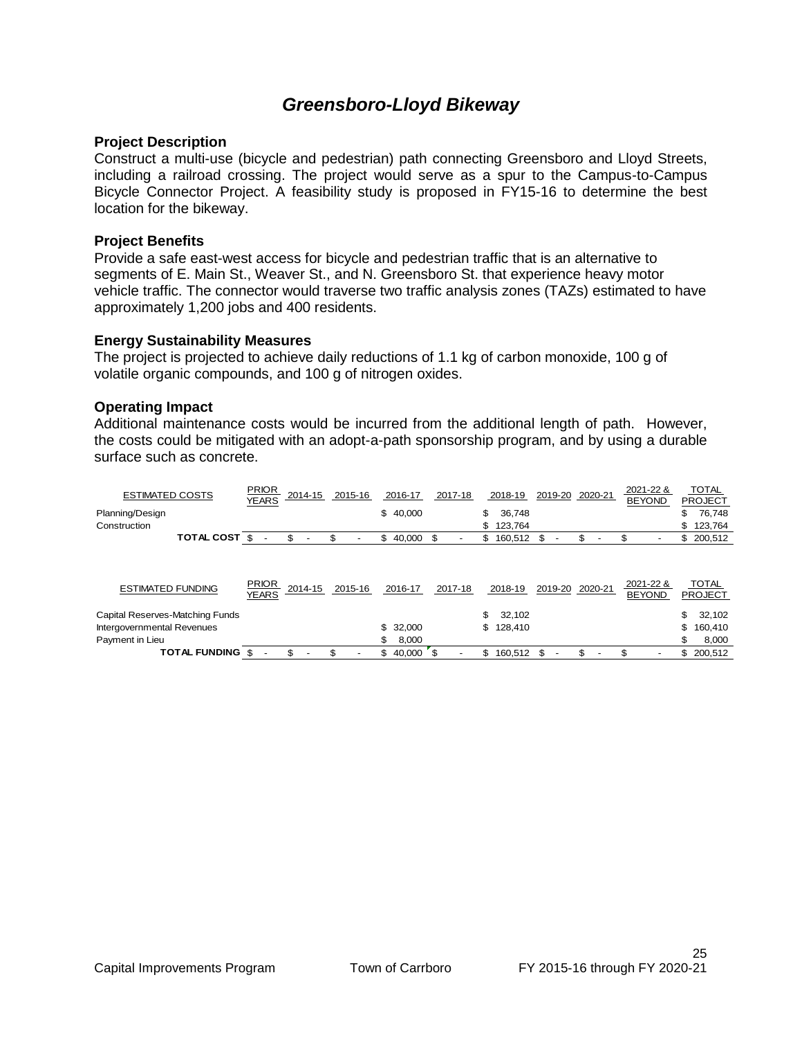# *Greensboro-Lloyd Bikeway*

**Project Description**

Construct a multi-use (bicycle and pedestrian) path connecting Greensboro and Lloyd Streets, including a railroad crossing. The project would serve as a spur to the Campus-to-Campus Bicycle Connector Project. A feasibility study is proposed in FY15-16 to determine the best location for the bikeway.

**Project Benefits**

Provide a safe east-west access for bicycle and pedestrian traffic that is an alternative to segments of E. Main St., Weaver St., and N. Greensboro St. that experience heavy motor vehicle traffic. The connector would traverse two traffic analysis zones (TAZs) estimated to have approximately 1,200 jobs and 400 residents.

**Energy Sustainability Measures**

The project is projected to achieve daily reductions of 1.1 kg of carbon monoxide, 100 g of volatile organic compounds, and 100 g of nitrogen oxides.

**Operating Impact**

Additional maintenance costs would be incurred from the additional length of path. However, the costs could be mitigated with an adopt-a-path sponsorship program, and by using a durable surface such as concrete.

| ESTIMATED COSTS | PRIOR YEARS | 2014-15 | 2015-16 | 2016-17 | 2017-18 | 2018-19 | 2019-20 | 2020-21 | 2021-22 & BEYOND | TOTAL PROJECT |
|---|---|---|---|---|---|---|---|---|---|---|
| Planning/Design | | | | $ 40,000 | | $ 36,748 | | | | $ 76,748 |
| Construction | | | | | | $ 123,764 | | | | $ 123,764 |
| **TOTAL COST** | $ - | $ - | $ - | $ 40,000 | $ - | $ 160,512 | $ - | $ - | $ - | $ 200,512 |

| ESTIMATED FUNDING | PRIOR YEARS | 2014-15 | 2015-16 | 2016-17 | 2017-18 | 2018-19 | 2019-20 | 2020-21 | 2021-22 & BEYOND | TOTAL PROJECT |
|---|---|---|---|---|---|---|---|---|---|---|
| Capital Reserves-Matching Funds | | | | | | $ 32,102 | | | | $ 32,102 |
| Intergovernmental Revenues | | | | $ 32,000 | | $ 128,410 | | | | $ 160,410 |
| Payment in Lieu | | | | $ 8,000 | | | | | | $ 8,000 |
| **TOTAL FUNDING** | $ - | $ - | $ - | $ 40,000 | $ - | $ 160,512 | $ - | $ - | $ - | $ 200,512 |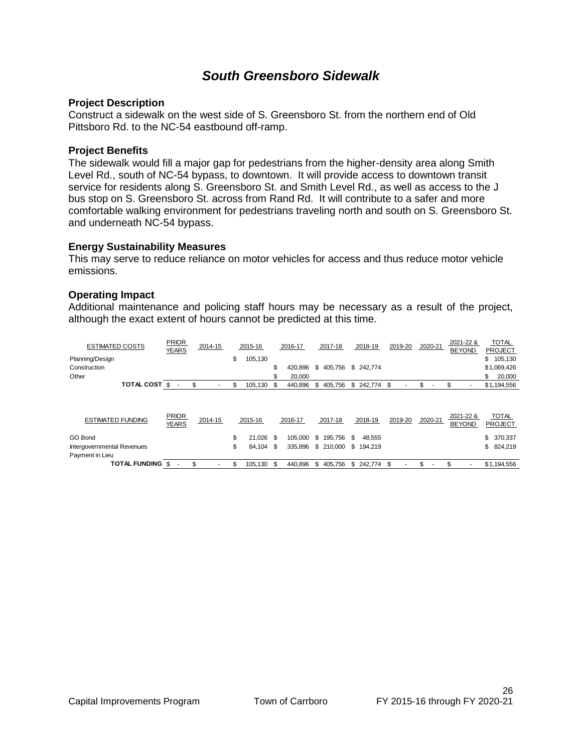# *South Greensboro Sidewalk*

### Project Description

Construct a sidewalk on the west side of S. Greensboro St. from the northern end of Old Pittsboro Rd. to the NC-54 eastbound off-ramp.

### Project Benefits

The sidewalk would fill a major gap for pedestrians from the higher-density area along Smith Level Rd., south of NC-54 bypass, to downtown. It will provide access to downtown transit service for residents along S. Greensboro St. and Smith Level Rd., as well as access to the J bus stop on S. Greensboro St. across from Rand Rd. It will contribute to a safer and more comfortable walking environment for pedestrians traveling north and south on S. Greensboro St. and underneath NC-54 bypass.

### Energy Sustainability Measures

This may serve to reduce reliance on motor vehicles for access and thus reduce motor vehicle emissions.

### Operating Impact

Additional maintenance and policing staff hours may be necessary as a result of the project, although the exact extent of hours cannot be predicted at this time.

| ESTIMATED COSTS | PRIOR YEARS | 2014-15 | 2015-16 | 2016-17 | 2017-18 | 2018-19 | 2019-20 | 2020-21 | 2021-22 & BEYOND | TOTAL PROJECT |
|---|---|---|---|---|---|---|---|---|---|---|
| Planning/Design | | | $ 105,130 | | | | | | | $ 105,130 |
| Construction | | | | $ 420,896 | $ 405,756 | $ 242,774 | | | | $1,069,426 |
| Other | | | | $ 20,000 | | | | | | $ 20,000 |
| **TOTAL COST** | $ - | $ - | $ 105,130 | $ 440,896 | $ 405,756 | $ 242,774 | $ - | $ - | $ - | $1,194,556 |

| ESTIMATED FUNDING | PRIOR YEARS | 2014-15 | 2015-16 | 2016-17 | 2017-18 | 2018-19 | 2019-20 | 2020-21 | 2021-22 & BEYOND | TOTAL PROJECT |
|---|---|---|---|---|---|---|---|---|---|---|
| GO Bond | | | $ 21,026 | $ 105,000 | $ 195,756 | $ 48,555 | | | | $ 370,337 |
| Intergovernmental Revenues | | | $ 84,104 | $ 335,896 | $ 210,000 | $ 194,219 | | | | $ 824,219 |
| Payment in Lieu | | | | | | | | | | |
| **TOTAL FUNDING** | $ - | $ - | $ 105,130 | $ 440,896 | $ 405,756 | $ 242,774 | $ - | $ - | $ - | $1,194,556 |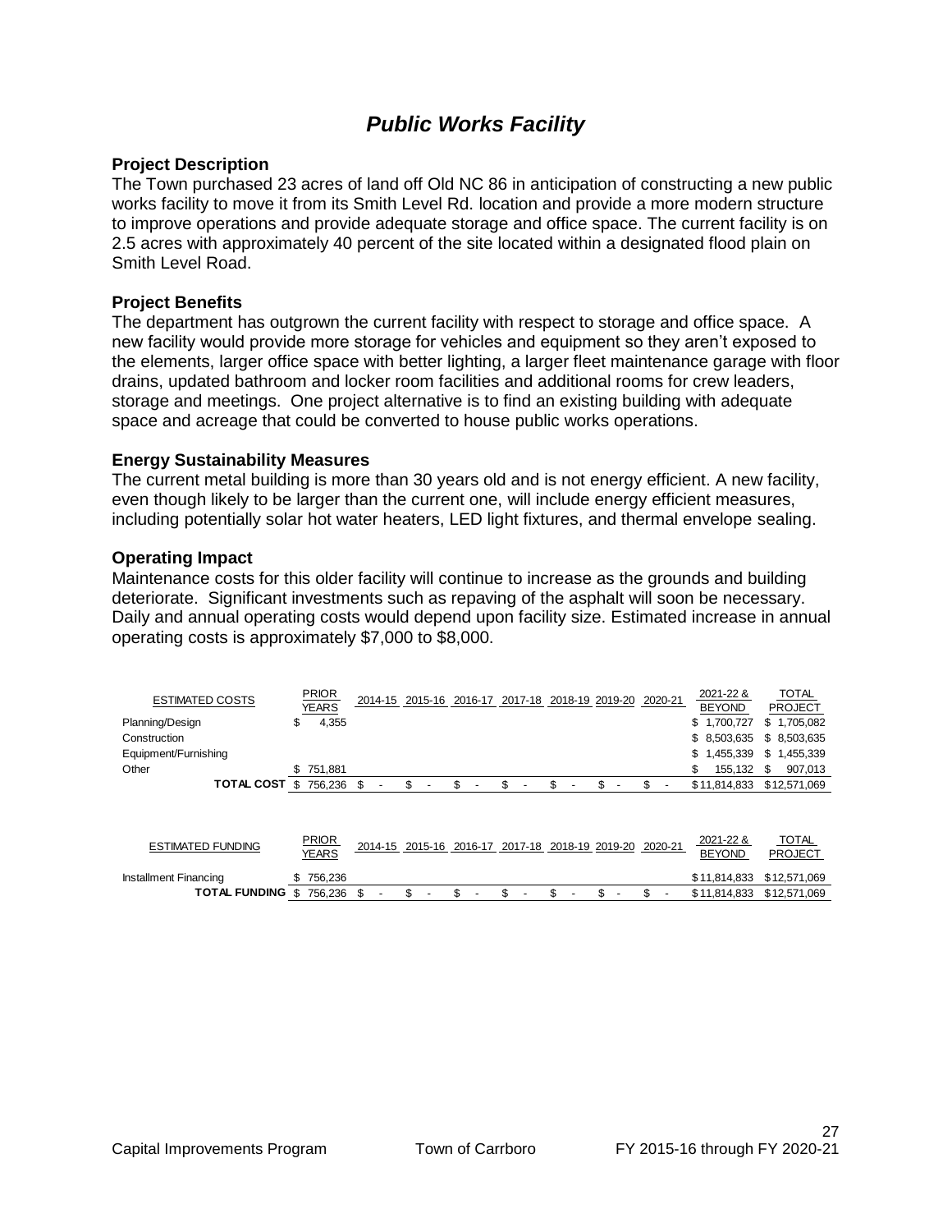# *Public Works Facility*

### Project Description

The Town purchased 23 acres of land off Old NC 86 in anticipation of constructing a new public works facility to move it from its Smith Level Rd. location and provide a more modern structure to improve operations and provide adequate storage and office space. The current facility is on 2.5 acres with approximately 40 percent of the site located within a designated flood plain on Smith Level Road.

### Project Benefits

The department has outgrown the current facility with respect to storage and office space. A new facility would provide more storage for vehicles and equipment so they aren't exposed to the elements, larger office space with better lighting, a larger fleet maintenance garage with floor drains, updated bathroom and locker room facilities and additional rooms for crew leaders, storage and meetings. One project alternative is to find an existing building with adequate space and acreage that could be converted to house public works operations.

### Energy Sustainability Measures

The current metal building is more than 30 years old and is not energy efficient. A new facility, even though likely to be larger than the current one, will include energy efficient measures, including potentially solar hot water heaters, LED light fixtures, and thermal envelope sealing.

### Operating Impact

Maintenance costs for this older facility will continue to increase as the grounds and building deteriorate. Significant investments such as repaving of the asphalt will soon be necessary. Daily and annual operating costs would depend upon facility size. Estimated increase in annual operating costs is approximately $7,000 to $8,000.

| ESTIMATED COSTS | PRIOR YEARS | 2014-15 | 2015-16 | 2016-17 | 2017-18 | 2018-19 | 2019-20 | 2020-21 | 2021-22 & BEYOND | TOTAL PROJECT |
|---|---|---|---|---|---|---|---|---|---|---|
| Planning/Design | $ 4,355 | | | | | | | | $ 1,700,727 | $ 1,705,082 |
| Construction | | | | | | | | | $ 8,503,635 | $ 8,503,635 |
| Equipment/Furnishing | | | | | | | | | $ 1,455,339 | $ 1,455,339 |
| Other | $ 751,881 | | | | | | | | $ 155,132 | $ 907,013 |
| **TOTAL COST** | $ 756,236 | $ - | $ - | $ - | $ - | $ - | $ - | $ - | $11,814,833 | $12,571,069 |

| ESTIMATED FUNDING | PRIOR YEARS | 2014-15 | 2015-16 | 2016-17 | 2017-18 | 2018-19 | 2019-20 | 2020-21 | 2021-22 & BEYOND | TOTAL PROJECT |
|---|---|---|---|---|---|---|---|---|---|---|
| Installment Financing | $ 756,236 | | | | | | | | $11,814,833 | $12,571,069 |
| **TOTAL FUNDING** | $ 756,236 | $ - | $ - | $ - | $ - | $ - | $ - | $ - | $11,814,833 | $12,571,069 |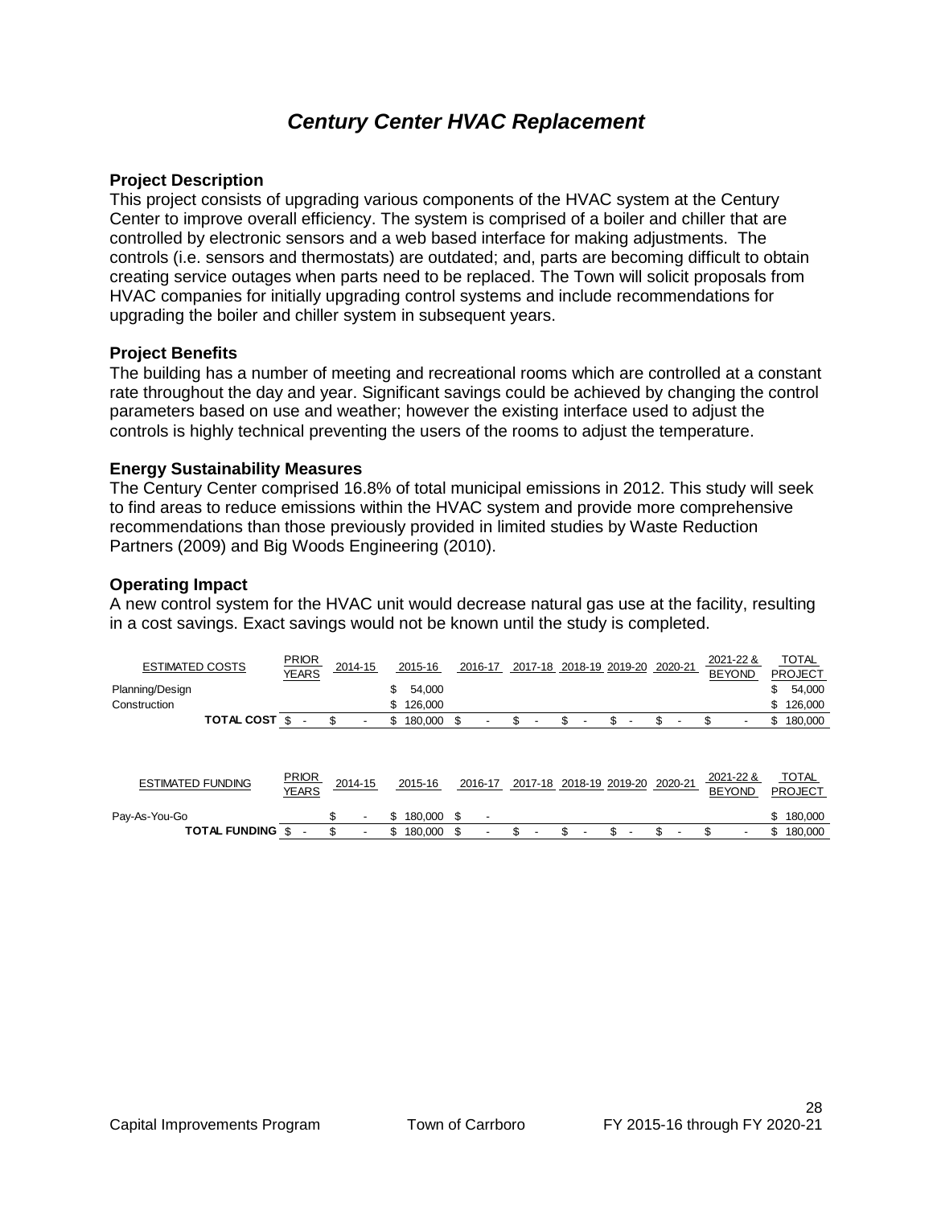# *Century Center HVAC Replacement*

**Project Description**
This project consists of upgrading various components of the HVAC system at the Century Center to improve overall efficiency. The system is comprised of a boiler and chiller that are controlled by electronic sensors and a web based interface for making adjustments. The controls (i.e. sensors and thermostats) are outdated; and, parts are becoming difficult to obtain creating service outages when parts need to be replaced. The Town will solicit proposals from HVAC companies for initially upgrading control systems and include recommendations for upgrading the boiler and chiller system in subsequent years.

**Project Benefits**
The building has a number of meeting and recreational rooms which are controlled at a constant rate throughout the day and year. Significant savings could be achieved by changing the control parameters based on use and weather; however the existing interface used to adjust the controls is highly technical preventing the users of the rooms to adjust the temperature.

**Energy Sustainability Measures**
The Century Center comprised 16.8% of total municipal emissions in 2012. This study will seek to find areas to reduce emissions within the HVAC system and provide more comprehensive recommendations than those previously provided in limited studies by Waste Reduction Partners (2009) and Big Woods Engineering (2010).

**Operating Impact**
A new control system for the HVAC unit would decrease natural gas use at the facility, resulting in a cost savings. Exact savings would not be known until the study is completed.

| ESTIMATED COSTS | PRIOR YEARS | 2014-15 | 2015-16 | 2016-17 | 2017-18 | 2018-19 | 2019-20 | 2020-21 | 2021-22 & BEYOND | TOTAL PROJECT |
|---|---|---|---|---|---|---|---|---|---|---|
| Planning/Design | | | $ 54,000 | | | | | | | $ 54,000 |
| Construction | | | $ 126,000 | | | | | | | $ 126,000 |
| **TOTAL COST** | $ - | $ - | $ 180,000 | $ - | $ - | $ - | $ - | $ - | $ - | $ 180,000 |

| ESTIMATED FUNDING | PRIOR YEARS | 2014-15 | 2015-16 | 2016-17 | 2017-18 | 2018-19 | 2019-20 | 2020-21 | 2021-22 & BEYOND | TOTAL PROJECT |
|---|---|---|---|---|---|---|---|---|---|---|
| Pay-As-You-Go | | $ - | $ 180,000 | $ - | | | | | | $ 180,000 |
| **TOTAL FUNDING** | $ - | $ - | $ 180,000 | $ - | $ - | $ - | $ - | $ - | $ - | $ 180,000 |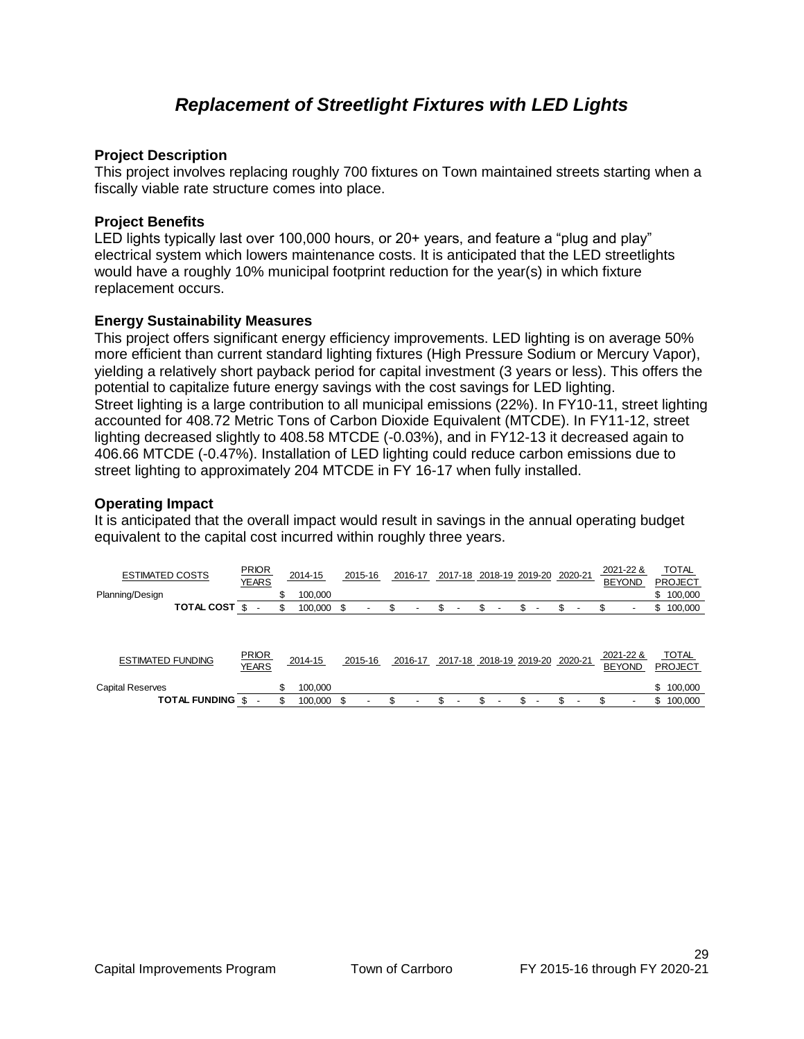# *Replacement of Streetlight Fixtures with LED Lights*

**Project Description**

This project involves replacing roughly 700 fixtures on Town maintained streets starting when a fiscally viable rate structure comes into place.

**Project Benefits**

LED lights typically last over 100,000 hours, or 20+ years, and feature a "plug and play" electrical system which lowers maintenance costs. It is anticipated that the LED streetlights would have a roughly 10% municipal footprint reduction for the year(s) in which fixture replacement occurs.

**Energy Sustainability Measures**

This project offers significant energy efficiency improvements. LED lighting is on average 50% more efficient than current standard lighting fixtures (High Pressure Sodium or Mercury Vapor), yielding a relatively short payback period for capital investment (3 years or less). This offers the potential to capitalize future energy savings with the cost savings for LED lighting.
Street lighting is a large contribution to all municipal emissions (22%). In FY10-11, street lighting accounted for 408.72 Metric Tons of Carbon Dioxide Equivalent (MTCDE). In FY11-12, street lighting decreased slightly to 408.58 MTCDE (-0.03%), and in FY12-13 it decreased again to 406.66 MTCDE (-0.47%). Installation of LED lighting could reduce carbon emissions due to street lighting to approximately 204 MTCDE in FY 16-17 when fully installed.

**Operating Impact**

It is anticipated that the overall impact would result in savings in the annual operating budget equivalent to the capital cost incurred within roughly three years.

| ESTIMATED COSTS | PRIOR YEARS | 2014-15 | 2015-16 | 2016-17 | 2017-18 | 2018-19 | 2019-20 | 2020-21 | 2021-22 & BEYOND | TOTAL PROJECT |
|---|---|---|---|---|---|---|---|---|---|---|
| Planning/Design | | $ 100,000 | | | | | | | | $ 100,000 |
| **TOTAL COST** | $ - | $ 100,000 | $ - | $ - | $ - | $ - | $ - | $ - | $ - | $ 100,000 |

| ESTIMATED FUNDING | PRIOR YEARS | 2014-15 | 2015-16 | 2016-17 | 2017-18 | 2018-19 | 2019-20 | 2020-21 | 2021-22 & BEYOND | TOTAL PROJECT |
|---|---|---|---|---|---|---|---|---|---|---|
| Capital Reserves | | $ 100,000 | | | | | | | | $ 100,000 |
| **TOTAL FUNDING** | $ - | $ 100,000 | $ - | $ - | $ - | $ - | $ - | $ - | $ - | $ 100,000 |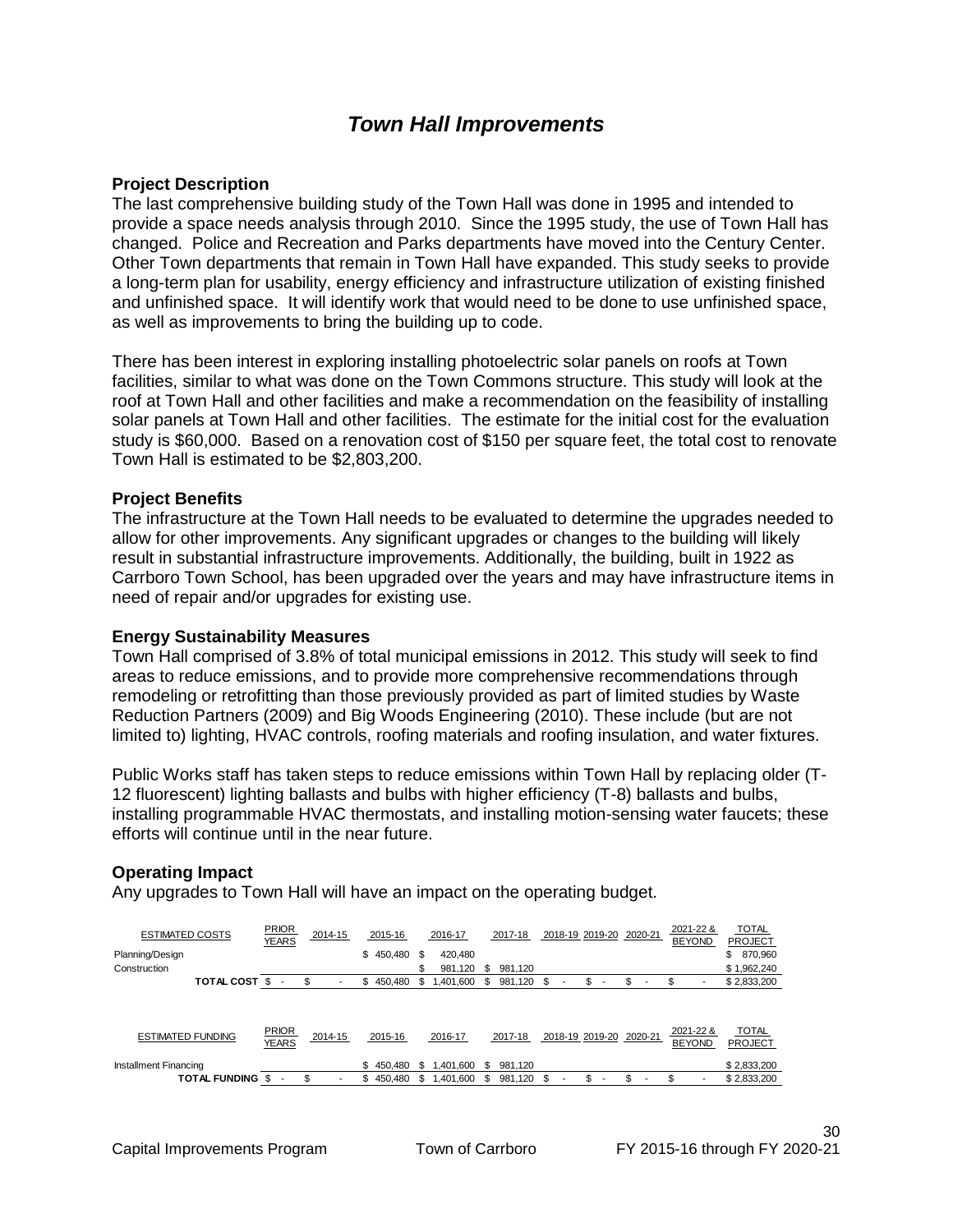# *Town Hall Improvements*

**Project Description**

The last comprehensive building study of the Town Hall was done in 1995 and intended to provide a space needs analysis through 2010. Since the 1995 study, the use of Town Hall has changed. Police and Recreation and Parks departments have moved into the Century Center. Other Town departments that remain in Town Hall have expanded. This study seeks to provide a long-term plan for usability, energy efficiency and infrastructure utilization of existing finished and unfinished space. It will identify work that would need to be done to use unfinished space, as well as improvements to bring the building up to code.

There has been interest in exploring installing photoelectric solar panels on roofs at Town facilities, similar to what was done on the Town Commons structure. This study will look at the roof at Town Hall and other facilities and make a recommendation on the feasibility of installing solar panels at Town Hall and other facilities. The estimate for the initial cost for the evaluation study is $60,000. Based on a renovation cost of $150 per square feet, the total cost to renovate Town Hall is estimated to be $2,803,200.

**Project Benefits**

The infrastructure at the Town Hall needs to be evaluated to determine the upgrades needed to allow for other improvements. Any significant upgrades or changes to the building will likely result in substantial infrastructure improvements. Additionally, the building, built in 1922 as Carrboro Town School, has been upgraded over the years and may have infrastructure items in need of repair and/or upgrades for existing use.

**Energy Sustainability Measures**

Town Hall comprised of 3.8% of total municipal emissions in 2012. This study will seek to find areas to reduce emissions, and to provide more comprehensive recommendations through remodeling or retrofitting than those previously provided as part of limited studies by Waste Reduction Partners (2009) and Big Woods Engineering (2010). These include (but are not limited to) lighting, HVAC controls, roofing materials and roofing insulation, and water fixtures.

Public Works staff has taken steps to reduce emissions within Town Hall by replacing older (T-12 fluorescent) lighting ballasts and bulbs with higher efficiency (T-8) ballasts and bulbs, installing programmable HVAC thermostats, and installing motion-sensing water faucets; these efforts will continue until in the near future.

**Operating Impact**

Any upgrades to Town Hall will have an impact on the operating budget.

| ESTIMATED COSTS | PRIOR YEARS | 2014-15 | 2015-16 | 2016-17 | 2017-18 | 2018-19 | 2019-20 | 2020-21 | 2021-22 & BEYOND | TOTAL PROJECT |
|---|---|---|---|---|---|---|---|---|---|---|
| Planning/Design | | | $ 450,480 | $ 420,480 | | | | | | $ 870,960 |
| Construction | | | | $ 981,120 | $ 981,120 | | | | | $ 1,962,240 |
| **TOTAL COST** | $ - | $ - | $ 450,480 | $ 1,401,600 | $ 981,120 | $ - | $ - | $ - | $ - | $ 2,833,200 |

| ESTIMATED FUNDING | PRIOR YEARS | 2014-15 | 2015-16 | 2016-17 | 2017-18 | 2018-19 | 2019-20 | 2020-21 | 2021-22 & BEYOND | TOTAL PROJECT |
|---|---|---|---|---|---|---|---|---|---|---|
| Installment Financing | | | $ 450,480 | $ 1,401,600 | $ 981,120 | | | | | $ 2,833,200 |
| **TOTAL FUNDING** | $ - | $ - | $ 450,480 | $ 1,401,600 | $ 981,120 | $ - | $ - | $ - | $ - | $ 2,833,200 |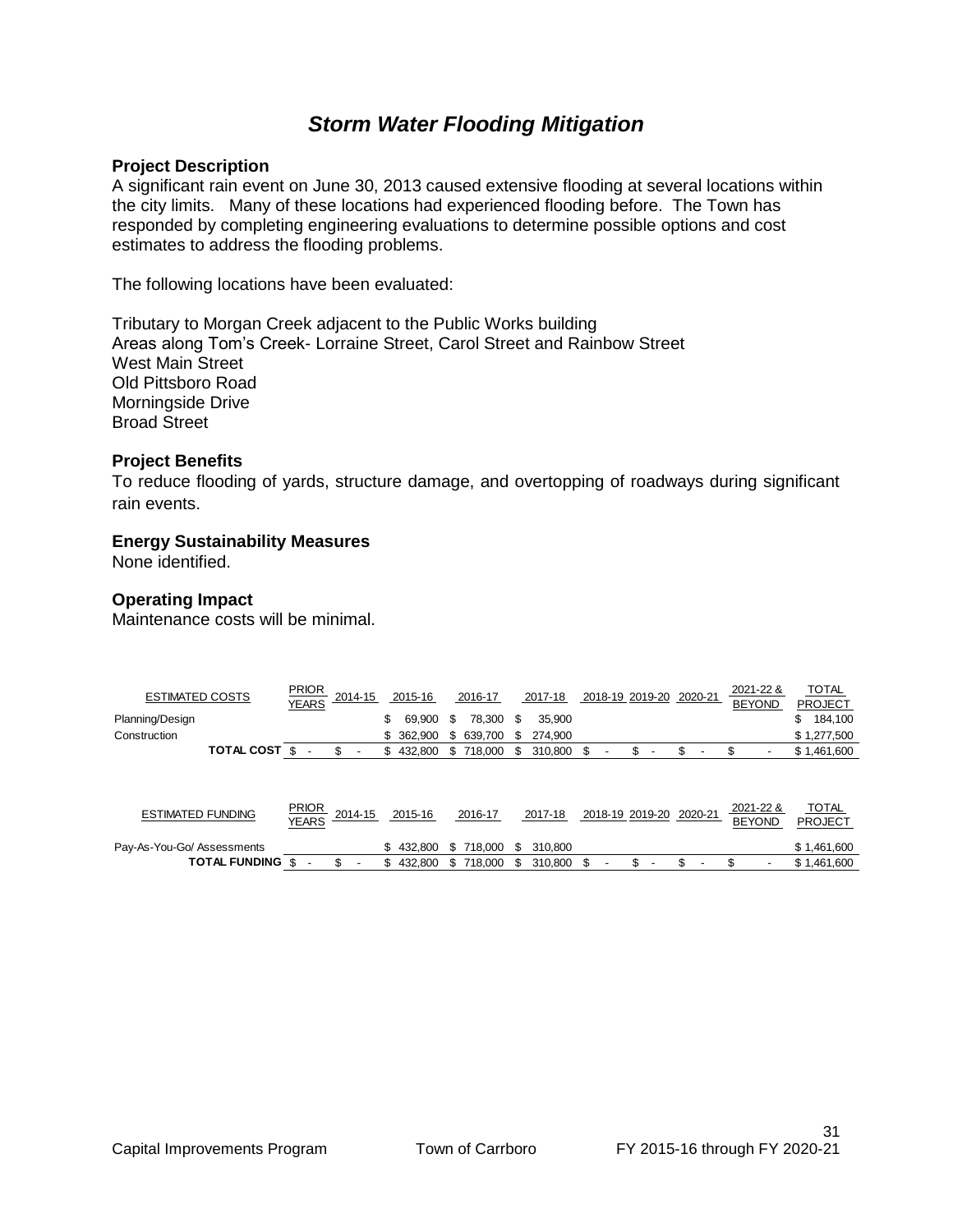# *Storm Water Flooding Mitigation*

**Project Description**

A significant rain event on June 30, 2013 caused extensive flooding at several locations within the city limits. Many of these locations had experienced flooding before. The Town has responded by completing engineering evaluations to determine possible options and cost estimates to address the flooding problems.

The following locations have been evaluated:

Tributary to Morgan Creek adjacent to the Public Works building
Areas along Tom's Creek- Lorraine Street, Carol Street and Rainbow Street
West Main Street
Old Pittsboro Road
Morningside Drive
Broad Street

**Project Benefits**

To reduce flooding of yards, structure damage, and overtopping of roadways during significant rain events.

**Energy Sustainability Measures**

None identified.

**Operating Impact**

Maintenance costs will be minimal.

| ESTIMATED COSTS | PRIOR YEARS | 2014-15 | 2015-16 | 2016-17 | 2017-18 | 2018-19 | 2019-20 | 2020-21 | 2021-22 & BEYOND | TOTAL PROJECT |
|---|---|---|---|---|---|---|---|---|---|---|
| Planning/Design | | | $ 69,900 | $ 78,300 | $ 35,900 | | | | | $ 184,100 |
| Construction | | | $ 362,900 | $ 639,700 | $ 274,900 | | | | | $ 1,277,500 |
| **TOTAL COST** | $ - | $ - | $ 432,800 | $ 718,000 | $ 310,800 | $ - | $ - | $ - | $ - | $ 1,461,600 |

| ESTIMATED FUNDING | PRIOR YEARS | 2014-15 | 2015-16 | 2016-17 | 2017-18 | 2018-19 | 2019-20 | 2020-21 | 2021-22 & BEYOND | TOTAL PROJECT |
|---|---|---|---|---|---|---|---|---|---|---|
| Pay-As-You-Go/ Assessments | | | $ 432,800 | $ 718,000 | $ 310,800 | | | | | $ 1,461,600 |
| **TOTAL FUNDING** | $ - | $ - | $ 432,800 | $ 718,000 | $ 310,800 | $ - | $ - | $ - | $ - | $ 1,461,600 |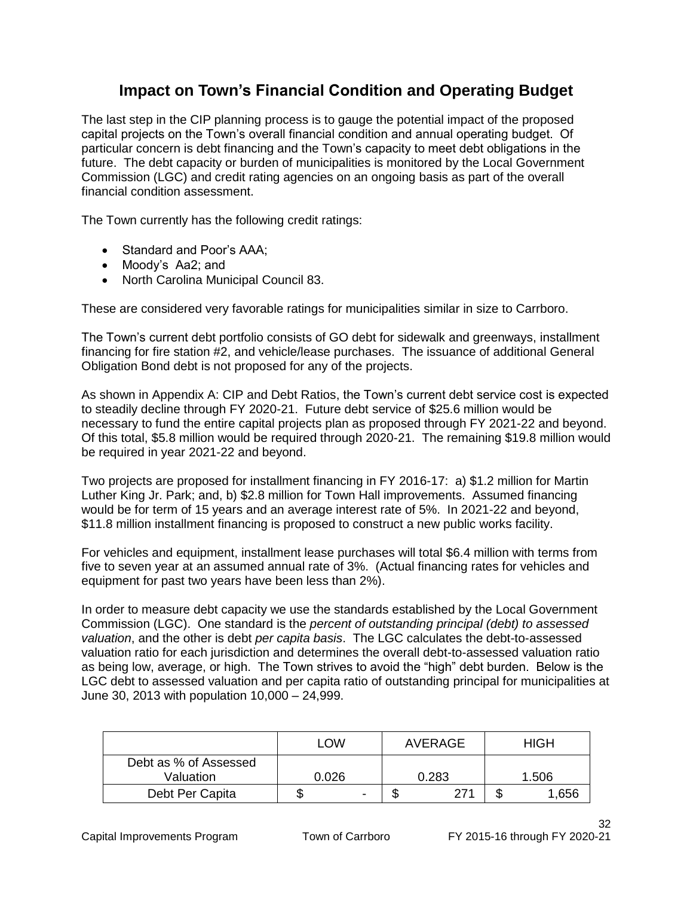# Impact on Town's Financial Condition and Operating Budget

The last step in the CIP planning process is to gauge the potential impact of the proposed capital projects on the Town's overall financial condition and annual operating budget. Of particular concern is debt financing and the Town's capacity to meet debt obligations in the future. The debt capacity or burden of municipalities is monitored by the Local Government Commission (LGC) and credit rating agencies on an ongoing basis as part of the overall financial condition assessment.

The Town currently has the following credit ratings:

- Standard and Poor's AAA;
- Moody's Aa2; and
- North Carolina Municipal Council 83.

These are considered very favorable ratings for municipalities similar in size to Carrboro.

The Town's current debt portfolio consists of GO debt for sidewalk and greenways, installment financing for fire station #2, and vehicle/lease purchases. The issuance of additional General Obligation Bond debt is not proposed for any of the projects.

As shown in Appendix A: CIP and Debt Ratios, the Town's current debt service cost is expected to steadily decline through FY 2020-21. Future debt service of $25.6 million would be necessary to fund the entire capital projects plan as proposed through FY 2021-22 and beyond. Of this total, $5.8 million would be required through 2020-21. The remaining $19.8 million would be required in year 2021-22 and beyond.

Two projects are proposed for installment financing in FY 2016-17: a) $1.2 million for Martin Luther King Jr. Park; and, b) $2.8 million for Town Hall improvements. Assumed financing would be for term of 15 years and an average interest rate of 5%. In 2021-22 and beyond, $11.8 million installment financing is proposed to construct a new public works facility.

For vehicles and equipment, installment lease purchases will total $6.4 million with terms from five to seven year at an assumed annual rate of 3%. (Actual financing rates for vehicles and equipment for past two years have been less than 2%).

In order to measure debt capacity we use the standards established by the Local Government Commission (LGC). One standard is the *percent of outstanding principal (debt) to assessed valuation*, and the other is debt *per capita basis*. The LGC calculates the debt-to-assessed valuation ratio for each jurisdiction and determines the overall debt-to-assessed valuation ratio as being low, average, or high. The Town strives to avoid the "high" debt burden. Below is the LGC debt to assessed valuation and per capita ratio of outstanding principal for municipalities at June 30, 2013 with population 10,000 – 24,999.

| | LOW | AVERAGE | HIGH |
|---|---|---|---|
| Debt as % of Assessed Valuation | 0.026 | 0.283 | 1.506 |
| Debt Per Capita | $ - | $ 271 | $ 1,656 |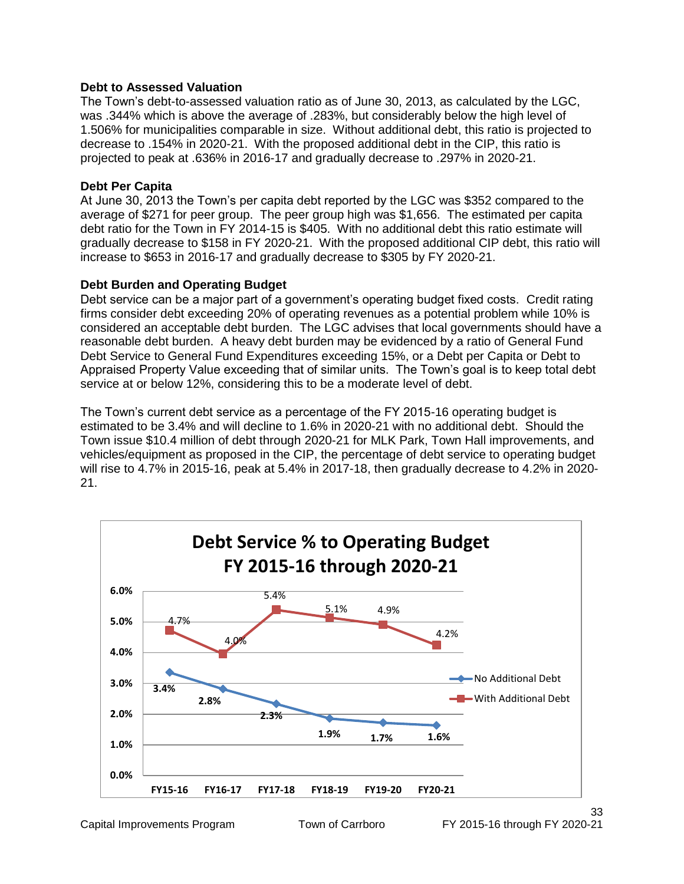### Debt to Assessed Valuation

The Town's debt-to-assessed valuation ratio as of June 30, 2013, as calculated by the LGC, was .344% which is above the average of .283%, but considerably below the high level of 1.506% for municipalities comparable in size. Without additional debt, this ratio is projected to decrease to .154% in 2020-21. With the proposed additional debt in the CIP, this ratio is projected to peak at .636% in 2016-17 and gradually decrease to .297% in 2020-21.

### Debt Per Capita

At June 30, 2013 the Town's per capita debt reported by the LGC was $352 compared to the average of $271 for peer group. The peer group high was $1,656. The estimated per capita debt ratio for the Town in FY 2014-15 is $405. With no additional debt this ratio estimate will gradually decrease to $158 in FY 2020-21. With the proposed additional CIP debt, this ratio will increase to $653 in 2016-17 and gradually decrease to $305 by FY 2020-21.

### Debt Burden and Operating Budget

Debt service can be a major part of a government's operating budget fixed costs. Credit rating firms consider debt exceeding 20% of operating revenues as a potential problem while 10% is considered an acceptable debt burden. The LGC advises that local governments should have a reasonable debt burden. A heavy debt burden may be evidenced by a ratio of General Fund Debt Service to General Fund Expenditures exceeding 15%, or a Debt per Capita or Debt to Appraised Property Value exceeding that of similar units. The Town's goal is to keep total debt service at or below 12%, considering this to be a moderate level of debt.

The Town's current debt service as a percentage of the FY 2015-16 operating budget is estimated to be 3.4% and will decline to 1.6% in 2020-21 with no additional debt. Should the Town issue $10.4 million of debt through 2020-21 for MLK Park, Town Hall improvements, and vehicles/equipment as proposed in the CIP, the percentage of debt service to operating budget will rise to 4.7% in 2015-16, peak at 5.4% in 2017-18, then gradually decrease to 4.2% in 2020-21.

**Debt Service % to Operating Budget FY 2015-16 through 2020-21**

| | FY15-16 | FY16-17 | FY17-18 | FY18-19 | FY19-20 | FY20-21 |
|---|---|---|---|---|---|---|
| No Additional Debt | 3.4% | 2.8% | 2.3% | 1.9% | 1.7% | 1.6% |
| With Additional Debt | 4.7% | 4.0% | 5.4% | 5.1% | 4.9% | 4.2% |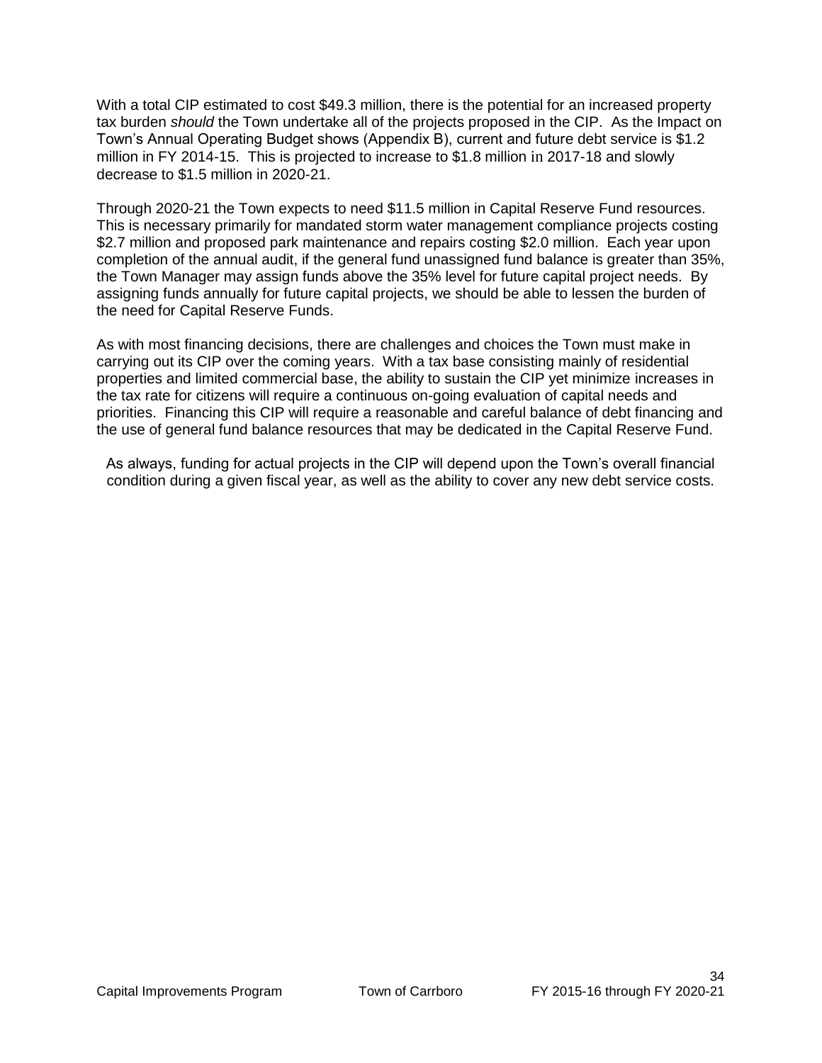With a total CIP estimated to cost $49.3 million, there is the potential for an increased property tax burden *should* the Town undertake all of the projects proposed in the CIP. As the Impact on Town's Annual Operating Budget shows (Appendix B), current and future debt service is $1.2 million in FY 2014-15. This is projected to increase to $1.8 million in 2017-18 and slowly decrease to $1.5 million in 2020-21.

Through 2020-21 the Town expects to need $11.5 million in Capital Reserve Fund resources. This is necessary primarily for mandated storm water management compliance projects costing $2.7 million and proposed park maintenance and repairs costing $2.0 million. Each year upon completion of the annual audit, if the general fund unassigned fund balance is greater than 35%, the Town Manager may assign funds above the 35% level for future capital project needs. By assigning funds annually for future capital projects, we should be able to lessen the burden of the need for Capital Reserve Funds.

As with most financing decisions, there are challenges and choices the Town must make in carrying out its CIP over the coming years. With a tax base consisting mainly of residential properties and limited commercial base, the ability to sustain the CIP yet minimize increases in the tax rate for citizens will require a continuous on-going evaluation of capital needs and priorities. Financing this CIP will require a reasonable and careful balance of debt financing and the use of general fund balance resources that may be dedicated in the Capital Reserve Fund.

As always, funding for actual projects in the CIP will depend upon the Town's overall financial condition during a given fiscal year, as well as the ability to cover any new debt service costs.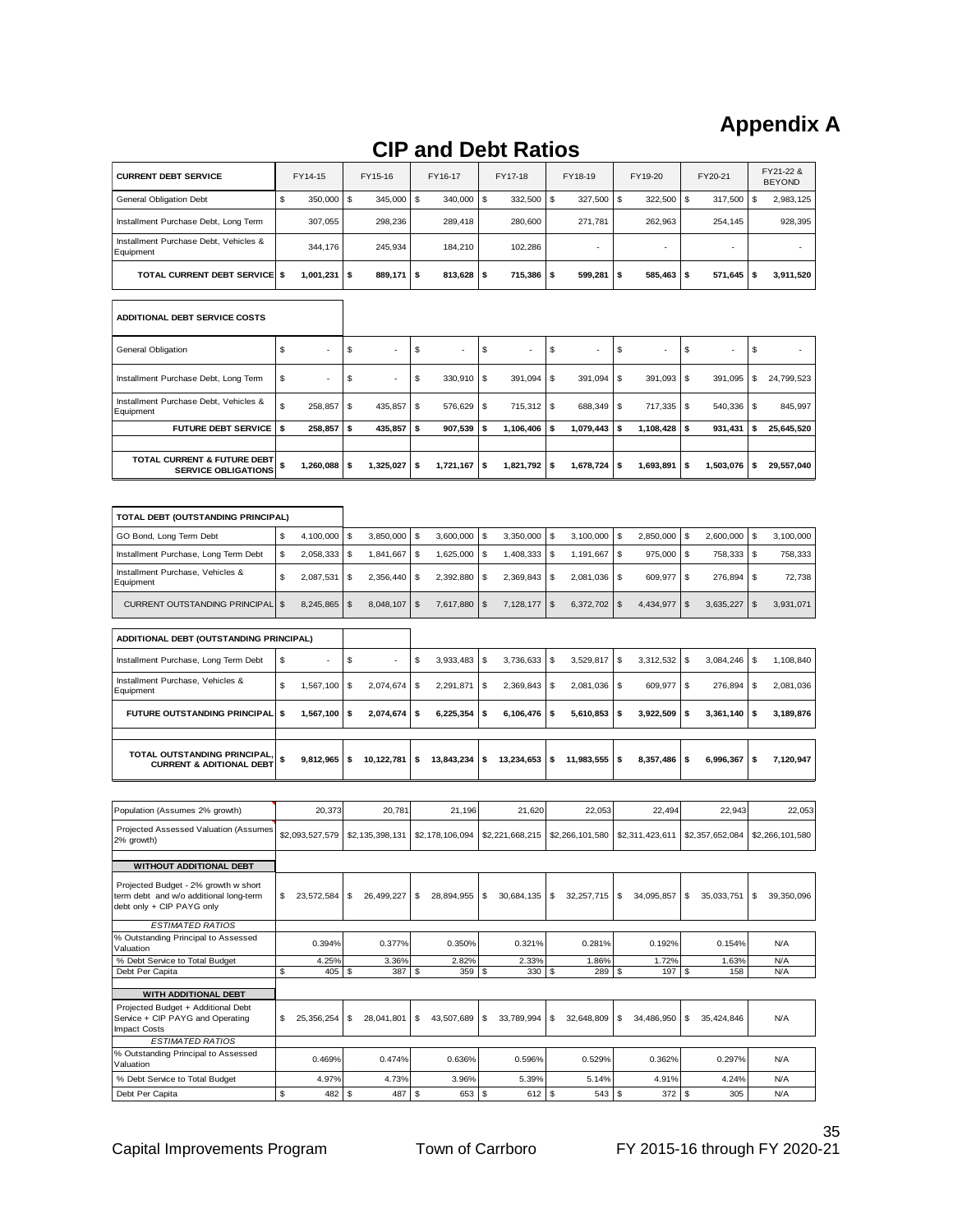# Appendix A

## CIP and Debt Ratios

| CURRENT DEBT SERVICE | FY14-15 | FY15-16 | FY16-17 | FY17-18 | FY18-19 | FY19-20 | FY20-21 | FY21-22 & BEYOND |
|---|---|---|---|---|---|---|---|---|
| General Obligation Debt | $ 350,000 | $ 345,000 | $ 340,000 | $ 332,500 | $ 327,500 | $ 322,500 | $ 317,500 | $ 2,983,125 |
| Installment Purchase Debt, Long Term | 307,055 | 298,236 | 289,418 | 280,600 | 271,781 | 262,963 | 254,145 | 928,395 |
| Installment Purchase Debt, Vehicles & Equipment | 344,176 | 245,934 | 184,210 | 102,286 | - | - | - | - |
| **TOTAL CURRENT DEBT SERVICE** | **$ 1,001,231** | **$ 889,171** | **$ 813,628** | **$ 715,386** | **$ 599,281** | **$ 585,463** | **$ 571,645** | **$ 3,911,520** |

| ADDITIONAL DEBT SERVICE COSTS | | | | | | | | |
|---|---|---|---|---|---|---|---|---|
| General Obligation | $ - | $ - | $ - | $ - | $ - | $ - | $ - | $ - |
| Installment Purchase Debt, Long Term | $ - | $ - | $ 330,910 | $ 391,094 | $ 391,094 | $ 391,093 | $ 391,095 | $ 24,799,523 |
| Installment Purchase Debt, Vehicles & Equipment | $ 258,857 | $ 435,857 | $ 576,629 | $ 715,312 | $ 688,349 | $ 717,335 | $ 540,336 | $ 845,997 |
| **FUTURE DEBT SERVICE** | **$ 258,857** | **$ 435,857** | **$ 907,539** | **$ 1,106,406** | **$ 1,079,443** | **$ 1,108,428** | **$ 931,431** | **$ 25,645,520** |
| **TOTAL CURRENT & FUTURE DEBT SERVICE OBLIGATIONS** | **$ 1,260,088** | **$ 1,325,027** | **$ 1,721,167** | **$ 1,821,792** | **$ 1,678,724** | **$ 1,693,891** | **$ 1,503,076** | **$ 29,557,040** |

| TOTAL DEBT (OUTSTANDING PRINCIPAL) | | | | | | | | |
|---|---|---|---|---|---|---|---|---|
| GO Bond, Long Term Debt | $ 4,100,000 | $ 3,850,000 | $ 3,600,000 | $ 3,350,000 | $ 3,100,000 | $ 2,850,000 | $ 2,600,000 | $ 3,100,000 |
| Installment Purchase, Long Term Debt | $ 2,058,333 | $ 1,841,667 | $ 1,625,000 | $ 1,408,333 | $ 1,191,667 | $ 975,000 | $ 758,333 | $ 758,333 |
| Installment Purchase, Vehicles & Equipment | $ 2,087,531 | $ 2,356,440 | $ 2,392,880 | $ 2,369,843 | $ 2,081,036 | $ 609,977 | $ 276,894 | $ 72,738 |
| CURRENT OUTSTANDING PRINCIPAL | $ 8,245,865 | $ 8,048,107 | $ 7,617,880 | $ 7,128,177 | $ 6,372,702 | $ 4,434,977 | $ 3,635,227 | $ 3,931,071 |

| ADDITIONAL DEBT (OUTSTANDING PRINCIPAL) | | | | | | | | |
|---|---|---|---|---|---|---|---|---|
| Installment Purchase, Long Term Debt | $ - | $ - | $ 3,933,483 | $ 3,736,633 | $ 3,529,817 | $ 3,312,532 | $ 3,084,246 | $ 1,108,840 |
| Installment Purchase, Vehicles & Equipment | $ 1,567,100 | $ 2,074,674 | $ 2,291,871 | $ 2,369,843 | $ 2,081,036 | $ 609,977 | $ 276,894 | $ 2,081,036 |
| **FUTURE OUTSTANDING PRINCIPAL** | **$ 1,567,100** | **$ 2,074,674** | **$ 6,225,354** | **$ 6,106,476** | **$ 5,610,853** | **$ 3,922,509** | **$ 3,361,140** | **$ 3,189,876** |
| **TOTAL OUTSTANDING PRINCIPAL, CURRENT & ADITIONAL DEBT** | **$ 9,812,965** | **$ 10,122,781** | **$ 13,843,234** | **$ 13,234,653** | **$ 11,983,555** | **$ 8,357,486** | **$ 6,996,367** | **$ 7,120,947** |

| | | | | | | | | |
|---|---|---|---|---|---|---|---|---|
| Population (Assumes 2% growth) | 20,373 | 20,781 | 21,196 | 21,620 | 22,053 | 22,494 | 22,943 | 22,053 |
| Projected Assessed Valuation (Assumes 2% growth) | $2,093,527,579 | $2,135,398,131 | $2,178,106,094 | $2,221,668,215 | $2,266,101,580 | $2,311,423,611 | $2,357,652,084 | $2,266,101,580 |
| **WITHOUT ADDITIONAL DEBT** | | | | | | | | |
| Projected Budget - 2% growth w short term debt and w/o additional long-term debt only + CIP PAYG only | $ 23,572,584 | $ 26,499,227 | $ 28,894,955 | $ 30,684,135 | $ 32,257,715 | $ 34,095,857 | $ 35,033,751 | $ 39,350,096 |
| *ESTIMATED RATIOS* | | | | | | | | |
| % Outstanding Principal to Assessed Valuation | 0.394% | 0.377% | 0.350% | 0.321% | 0.281% | 0.192% | 0.154% | N/A |
| % Debt Service to Total Budget | 4.25% | 3.36% | 2.82% | 2.33% | 1.86% | 1.72% | 1.63% | N/A |
| Debt Per Capita | $ 405 | $ 387 | $ 359 | $ 330 | $ 289 | $ 197 | $ 158 | N/A |
| **WITH ADDITIONAL DEBT** | | | | | | | | |
| Projected Budget + Additional Debt Service + CIP PAYG and Operating Impact Costs | $ 25,356,254 | $ 28,041,801 | $ 43,507,689 | $ 33,789,994 | $ 32,648,809 | $ 34,486,950 | $ 35,424,846 | N/A |
| *ESTIMATED RATIOS* | | | | | | | | |
| % Outstanding Principal to Assessed Valuation | 0.469% | 0.474% | 0.636% | 0.596% | 0.529% | 0.362% | 0.297% | N/A |
| % Debt Service to Total Budget | 4.97% | 4.73% | 3.96% | 5.39% | 5.14% | 4.91% | 4.24% | N/A |
| Debt Per Capita | $ 482 | $ 487 | $ 653 | $ 612 | $ 543 | $ 372 | $ 305 | N/A |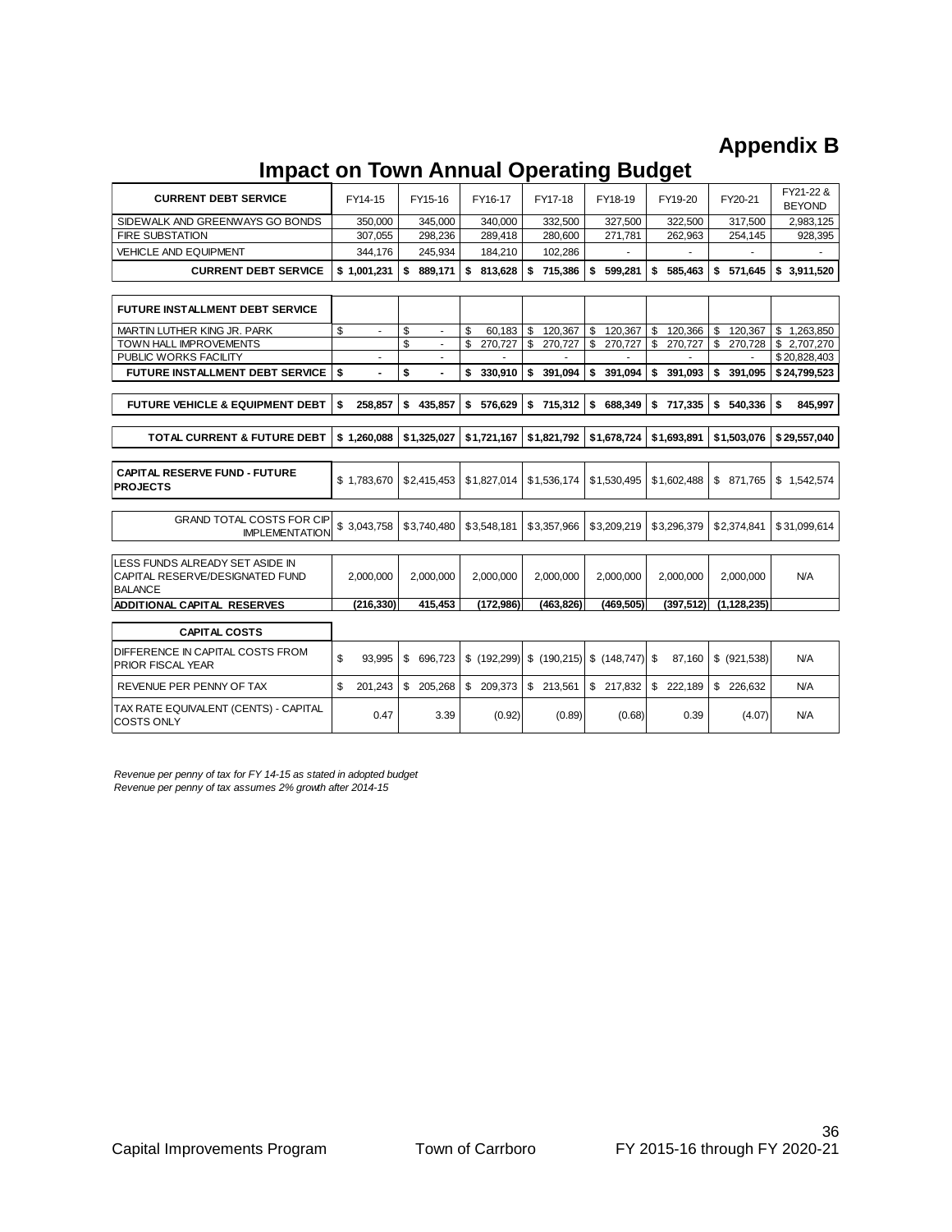# Appendix B

## Impact on Town Annual Operating Budget

| CURRENT DEBT SERVICE | FY14-15 | FY15-16 | FY16-17 | FY17-18 | FY18-19 | FY19-20 | FY20-21 | FY21-22 & BEYOND |
|---|---|---|---|---|---|---|---|---|
| SIDEWALK AND GREENWAYS GO BONDS | 350,000 | 345,000 | 340,000 | 332,500 | 327,500 | 322,500 | 317,500 | 2,983,125 |
| FIRE SUBSTATION | 307,055 | 298,236 | 289,418 | 280,600 | 271,781 | 262,963 | 254,145 | 928,395 |
| VEHICLE AND EQUIPMENT | 344,176 | 245,934 | 184,210 | 102,286 | - | - | - | - |
| **CURRENT DEBT SERVICE** | **$ 1,001,231** | **$ 889,171** | **$ 813,628** | **$ 715,386** | **$ 599,281** | **$ 585,463** | **$ 571,645** | **$ 3,911,520** |
| **FUTURE INSTALLMENT DEBT SERVICE** | | | | | | | | |
| MARTIN LUTHER KING JR. PARK | $ - | $ - | $ 60,183 | $ 120,367 | $ 120,367 | $ 120,366 | $ 120,367 | $ 1,263,850 |
| TOWN HALL IMPROVEMENTS | | $ - | $ 270,727 | $ 270,727 | $ 270,727 | $ 270,727 | $ 270,728 | $ 2,707,270 |
| PUBLIC WORKS FACILITY | - | - | - | - | - | - | - | $ 20,828,403 |
| **FUTURE INSTALLMENT DEBT SERVICE** | **$ -** | **$ -** | **$ 330,910** | **$ 391,094** | **$ 391,094** | **$ 391,093** | **$ 391,095** | **$ 24,799,523** |
| **FUTURE VEHICLE & EQUIPMENT DEBT** | **$ 258,857** | **$ 435,857** | **$ 576,629** | **$ 715,312** | **$ 688,349** | **$ 717,335** | **$ 540,336** | **$ 845,997** |
| **TOTAL CURRENT & FUTURE DEBT** | **$ 1,260,088** | **$ 1,325,027** | **$ 1,721,167** | **$ 1,821,792** | **$ 1,678,724** | **$ 1,693,891** | **$ 1,503,076** | **$ 29,557,040** |
| **CAPITAL RESERVE FUND - FUTURE PROJECTS** | $ 1,783,670 | $ 2,415,453 | $ 1,827,014 | $ 1,536,174 | $ 1,530,495 | $ 1,602,488 | $ 871,765 | $ 1,542,574 |
| GRAND TOTAL COSTS FOR CIP IMPLEMENTATION | $ 3,043,758 | $ 3,740,480 | $ 3,548,181 | $ 3,357,966 | $ 3,209,219 | $ 3,296,379 | $ 2,374,841 | $ 31,099,614 |
| LESS FUNDS ALREADY SET ASIDE IN CAPITAL RESERVE/DESIGNATED FUND BALANCE | 2,000,000 | 2,000,000 | 2,000,000 | 2,000,000 | 2,000,000 | 2,000,000 | 2,000,000 | N/A |
| **ADDITIONAL CAPITAL RESERVES** | **(216,330)** | **415,453** | **(172,986)** | **(463,826)** | **(469,505)** | **(397,512)** | **(1,128,235)** | |
| **CAPITAL COSTS** | | | | | | | | |
| DIFFERENCE IN CAPITAL COSTS FROM PRIOR FISCAL YEAR | $ 93,995 | $ 696,723 | $ (192,299) | $ (190,215) | $ (148,747) | $ 87,160 | $ (921,538) | N/A |
| REVENUE PER PENNY OF TAX | $ 201,243 | $ 205,268 | $ 209,373 | $ 213,561 | $ 217,832 | $ 222,189 | $ 226,632 | N/A |
| TAX RATE EQUIVALENT (CENTS) - CAPITAL COSTS ONLY | 0.47 | 3.39 | (0.92) | (0.89) | (0.68) | 0.39 | (4.07) | N/A |

*Revenue per penny of tax for FY 14-15 as stated in adopted budget*
*Revenue per penny of tax assumes 2% growth after 2014-15*